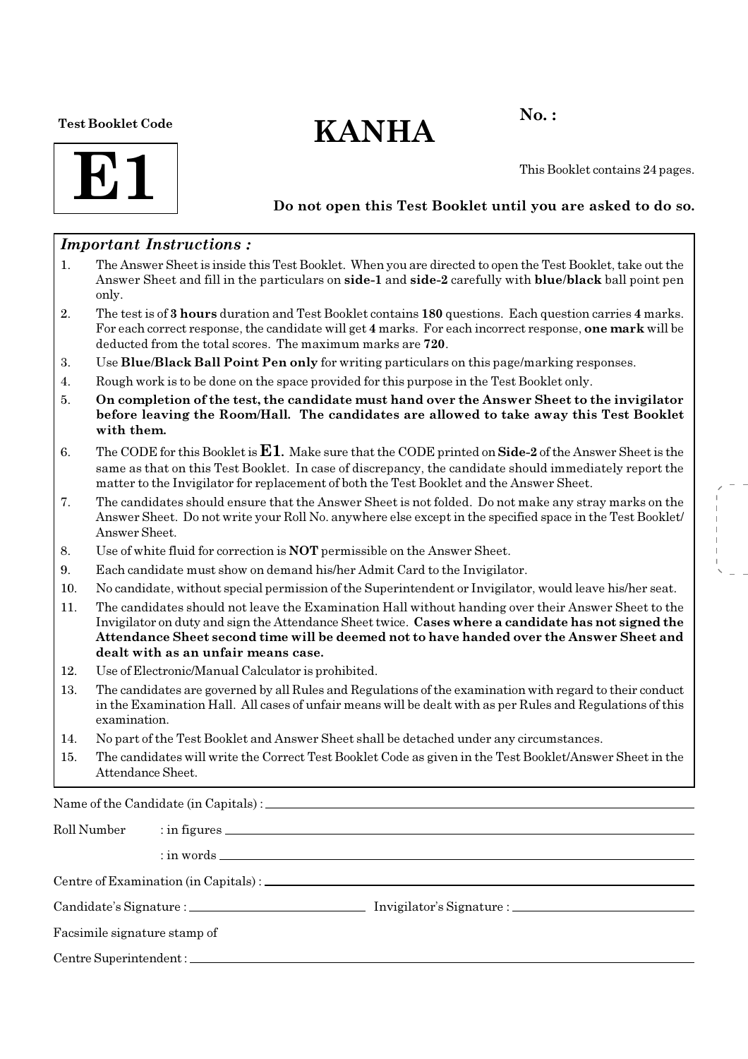Test Booklet Code

# E1

# KANHA

**No. :**

This Booklet contains 24 pages.

**Do not open this Test Booklet until you are asked to do so.**

### *Important Instructions :*

1. The Answer Sheet is inside this Test Booklet. When you are directed to open the Test Booklet, take out the Answer Sheet and fill in the particulars on **side-1** and **side-2** carefully with **blue/black** ball point pen only.
2. The test is of **3 hours** duration and Test Booklet contains **180** questions. Each question carries **4** marks. For each correct response, the candidate will get **4** marks. For each incorrect response, **one mark** will be deducted from the total scores. The maximum marks are **720**.
3. Use **Blue/Black Ball Point Pen only** for writing particulars on this page/marking responses.
4. Rough work is to be done on the space provided for this purpose in the Test Booklet only.
5. **On completion of the test, the candidate must hand over the Answer Sheet to the invigilator before leaving the Room/Hall. The candidates are allowed to take away this Test Booklet with them.**
6. The CODE for this Booklet is **E1**. Make sure that the CODE printed on **Side-2** of the Answer Sheet is the same as that on this Test Booklet. In case of discrepancy, the candidate should immediately report the matter to the Invigilator for replacement of both the Test Booklet and the Answer Sheet.
7. The candidates should ensure that the Answer Sheet is not folded. Do not make any stray marks on the Answer Sheet. Do not write your Roll No. anywhere else except in the specified space in the Test Booklet/Answer Sheet.
8. Use of white fluid for correction is **NOT** permissible on the Answer Sheet.
9. Each candidate must show on demand his/her Admit Card to the Invigilator.
10. No candidate, without special permission of the Superintendent or Invigilator, would leave his/her seat.
11. The candidates should not leave the Examination Hall without handing over their Answer Sheet to the Invigilator on duty and sign the Attendance Sheet twice. **Cases where a candidate has not signed the Attendance Sheet second time will be deemed not to have handed over the Answer Sheet and dealt with as an unfair means case.**
12. Use of Electronic/Manual Calculator is prohibited.
13. The candidates are governed by all Rules and Regulations of the examination with regard to their conduct in the Examination Hall. All cases of unfair means will be dealt with as per Rules and Regulations of this examination.
14. No part of the Test Booklet and Answer Sheet shall be detached under any circumstances.
15. The candidates will write the Correct Test Booklet Code as given in the Test Booklet/Answer Sheet in the Attendance Sheet.

Name of the Candidate (in Capitals) : ______________________

Roll Number : in figures ______________________

: in words ______________________

Centre of Examination (in Capitals) : ______________________

Candidate's Signature : ______________________ Invigilator's Signature : ______________________

Facsimile signature stamp of

Centre Superintendent : ______________________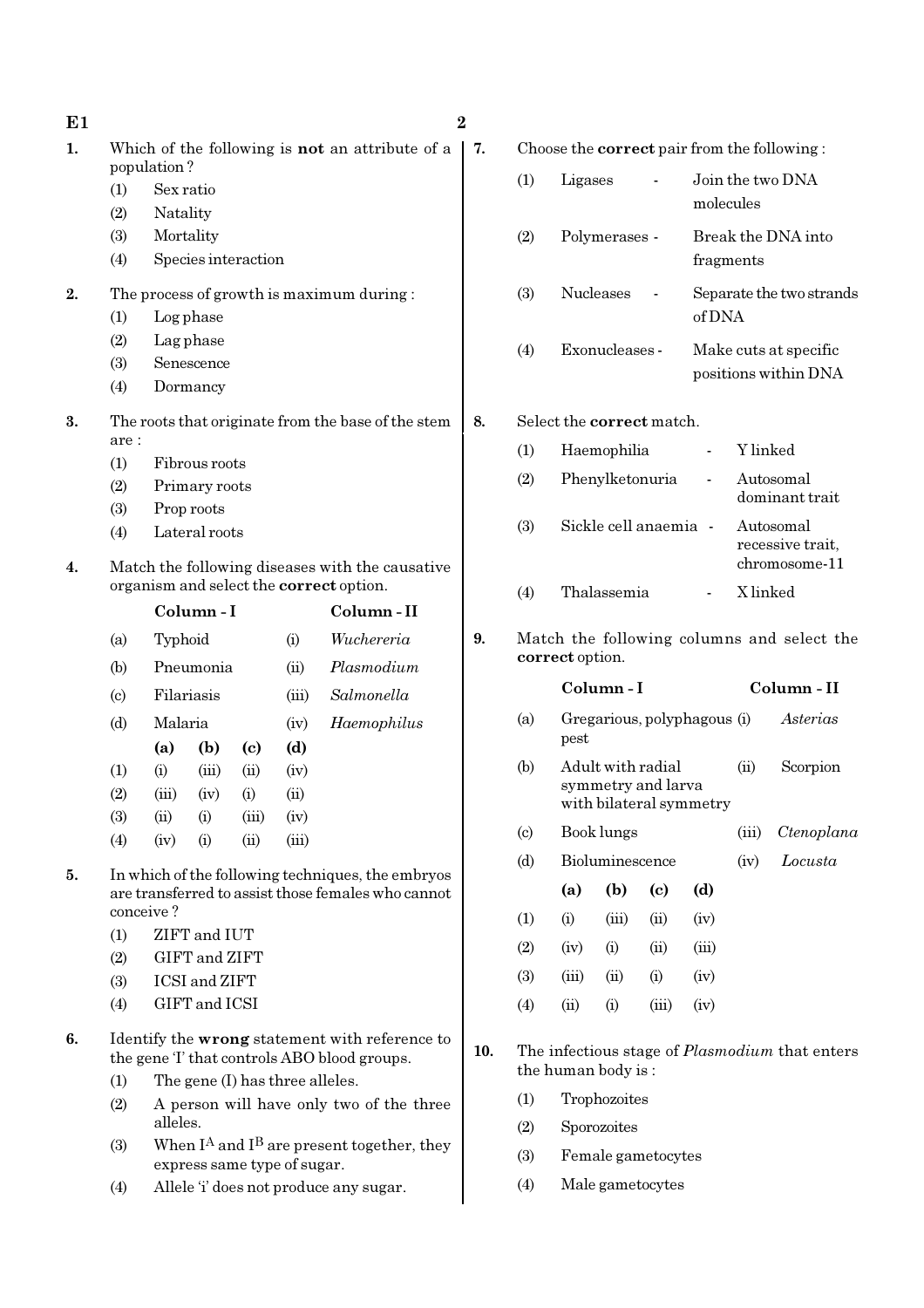1. Which of the following is **not** an attribute of a population ?
   (1) Sex ratio
   (2) Natality
   (3) Mortality
   (4) Species interaction

2. The process of growth is maximum during :
   (1) Log phase
   (2) Lag phase
   (3) Senescence
   (4) Dormancy

3. The roots that originate from the base of the stem are :
   (1) Fibrous roots
   (2) Primary roots
   (3) Prop roots
   (4) Lateral roots

4. Match the following diseases with the causative organism and select the **correct** option.

| | Column - I | | Column - II |
|---|---|---|---|
| (a) | Typhoid | (i) | *Wuchereria* |
| (b) | Pneumonia | (ii) | *Plasmodium* |
| (c) | Filariasis | (iii) | *Salmonella* |
| (d) | Malaria | (iv) | *Haemophilus* |

| | (a) | (b) | (c) | (d) |
|---|---|---|---|---|
| (1) | (i) | (iii) | (ii) | (iv) |
| (2) | (iii) | (iv) | (i) | (ii) |
| (3) | (ii) | (i) | (iii) | (iv) |
| (4) | (iv) | (i) | (ii) | (iii) |

5. In which of the following techniques, the embryos are transferred to assist those females who cannot conceive ?
   (1) ZIFT and IUT
   (2) GIFT and ZIFT
   (3) ICSI and ZIFT
   (4) GIFT and ICSI

6. Identify the **wrong** statement with reference to the gene 'I' that controls ABO blood groups.
   (1) The gene (I) has three alleles.
   (2) A person will have only two of the three alleles.
   (3) When $I^A$ and $I^B$ are present together, they express same type of sugar.
   (4) Allele 'i' does not produce any sugar.

7. Choose the **correct** pair from the following :
   (1) Ligases - Join the two DNA molecules
   (2) Polymerases - Break the DNA into fragments
   (3) Nucleases - Separate the two strands of DNA
   (4) Exonucleases - Make cuts at specific positions within DNA

8. Select the **correct** match.
   (1) Haemophilia - Y linked
   (2) Phenylketonuria - Autosomal dominant trait
   (3) Sickle cell anaemia - Autosomal recessive trait, chromosome-11
   (4) Thalassemia - X linked

9. Match the following columns and select the **correct** option.

| | Column - I | | Column - II |
|---|---|---|---|
| (a) | Gregarious, polyphagous pest | (i) | *Asterias* |
| (b) | Adult with radial symmetry and larva with bilateral symmetry | (ii) | Scorpion |
| (c) | Book lungs | (iii) | *Ctenoplana* |
| (d) | Bioluminescence | (iv) | *Locusta* |

| | (a) | (b) | (c) | (d) |
|---|---|---|---|---|
| (1) | (i) | (iii) | (ii) | (iv) |
| (2) | (iv) | (i) | (ii) | (iii) |
| (3) | (iii) | (ii) | (i) | (iv) |
| (4) | (ii) | (i) | (iii) | (iv) |

10. The infectious stage of *Plasmodium* that enters the human body is :
    (1) Trophozoites
    (2) Sporozoites
    (3) Female gametocytes
    (4) Male gametocytes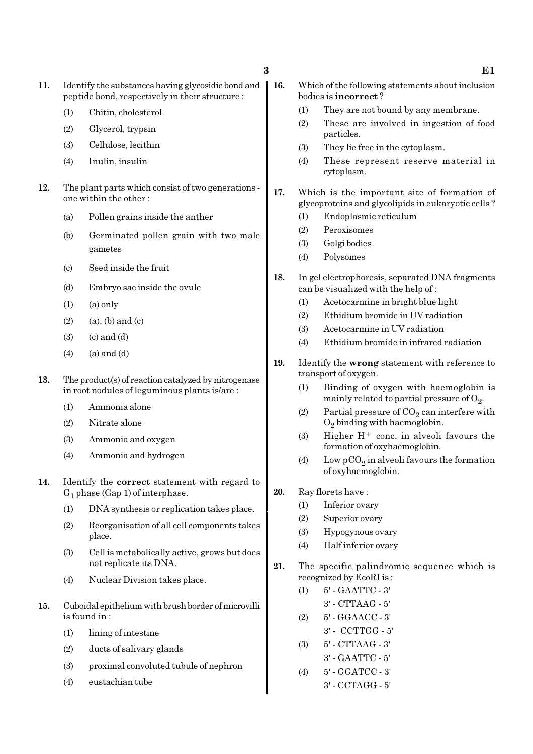11. Identify the substances having glycosidic bond and peptide bond, respectively in their structure :
    (1) Chitin, cholesterol
    (2) Glycerol, trypsin
    (3) Cellulose, lecithin
    (4) Inulin, insulin

12. The plant parts which consist of two generations - one within the other :
    (a) Pollen grains inside the anther
    (b) Germinated pollen grain with two male gametes
    (c) Seed inside the fruit
    (d) Embryo sac inside the ovule
    (1) (a) only
    (2) (a), (b) and (c)
    (3) (c) and (d)
    (4) (a) and (d)

13. The product(s) of reaction catalyzed by nitrogenase in root nodules of leguminous plants is/are :
    (1) Ammonia alone
    (2) Nitrate alone
    (3) Ammonia and oxygen
    (4) Ammonia and hydrogen

14. Identify the **correct** statement with regard to $G_1$ phase (Gap 1) of interphase.
    (1) DNA synthesis or replication takes place.
    (2) Reorganisation of all cell components takes place.
    (3) Cell is metabolically active, grows but does not replicate its DNA.
    (4) Nuclear Division takes place.

15. Cuboidal epithelium with brush border of microvilli is found in :
    (1) lining of intestine
    (2) ducts of salivary glands
    (3) proximal convoluted tubule of nephron
    (4) eustachian tube

16. Which of the following statements about inclusion bodies is **incorrect** ?
    (1) They are not bound by any membrane.
    (2) These are involved in ingestion of food particles.
    (3) They lie free in the cytoplasm.
    (4) These represent reserve material in cytoplasm.

17. Which is the important site of formation of glycoproteins and glycolipids in eukaryotic cells ?
    (1) Endoplasmic reticulum
    (2) Peroxisomes
    (3) Golgi bodies
    (4) Polysomes

18. In gel electrophoresis, separated DNA fragments can be visualized with the help of :
    (1) Acetocarmine in bright blue light
    (2) Ethidium bromide in UV radiation
    (3) Acetocarmine in UV radiation
    (4) Ethidium bromide in infrared radiation

19. Identify the **wrong** statement with reference to transport of oxygen.
    (1) Binding of oxygen with haemoglobin is mainly related to partial pressure of $O_2$.
    (2) Partial pressure of $CO_2$ can interfere with $O_2$ binding with haemoglobin.
    (3) Higher $H^+$ conc. in alveoli favours the formation of oxyhaemoglobin.
    (4) Low $pCO_2$ in alveoli favours the formation of oxyhaemoglobin.

20. Ray florets have :
    (1) Inferior ovary
    (2) Superior ovary
    (3) Hypogynous ovary
    (4) Half inferior ovary

21. The specific palindromic sequence which is recognized by EcoRI is :
    (1) 5' - GAATTC - 3'
        3' - CTTAAG - 5'
    (2) 5' - GGAACC - 3'
        3' - CCTTGG - 5'
    (3) 5' - CTTAAG - 3'
        3' - GAATTC - 5'
    (4) 5' - GGATCC - 3'
        3' - CCTAGG - 5'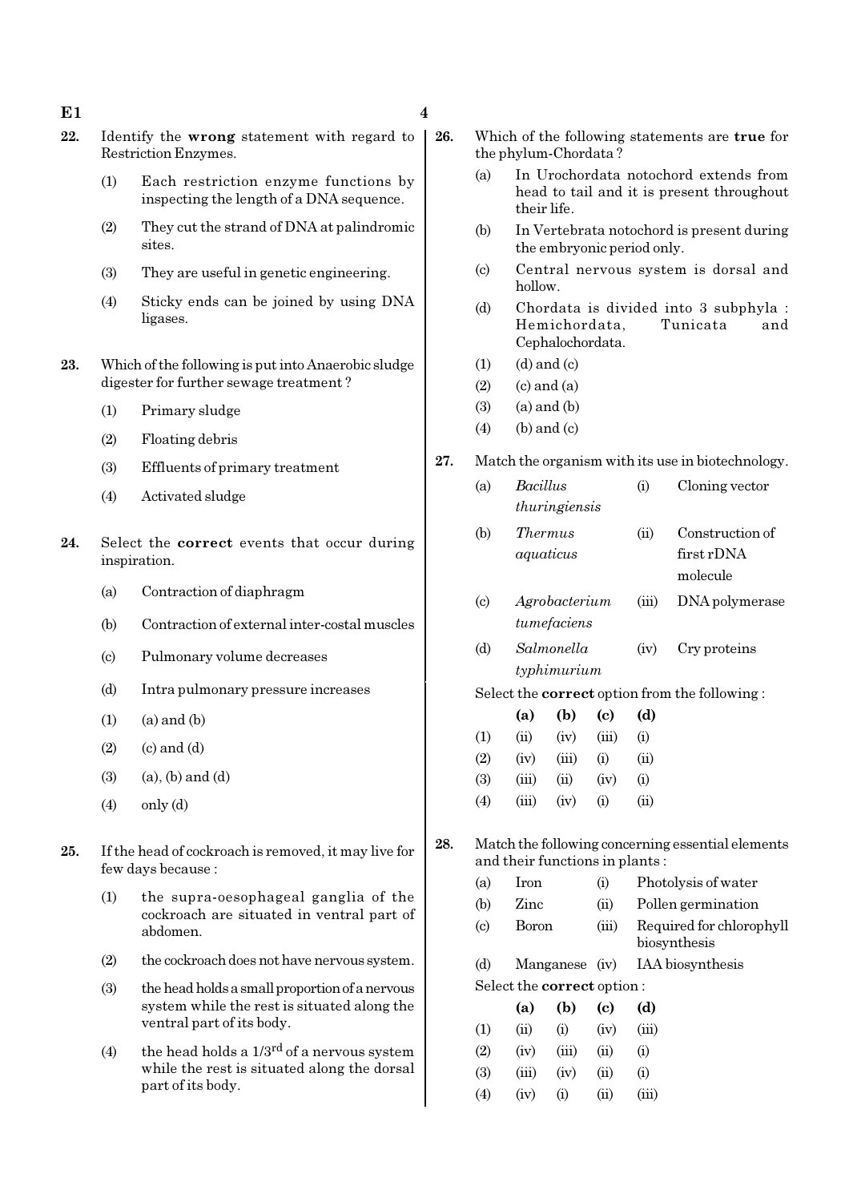22. Identify the **wrong** statement with regard to Restriction Enzymes.

   (1) Each restriction enzyme functions by inspecting the length of a DNA sequence.

   (2) They cut the strand of DNA at palindromic sites.

   (3) They are useful in genetic engineering.

   (4) Sticky ends can be joined by using DNA ligases.

23. Which of the following is put into Anaerobic sludge digester for further sewage treatment ?

   (1) Primary sludge

   (2) Floating debris

   (3) Effluents of primary treatment

   (4) Activated sludge

24. Select the **correct** events that occur during inspiration.

   (a) Contraction of diaphragm

   (b) Contraction of external inter-costal muscles

   (c) Pulmonary volume decreases

   (d) Intra pulmonary pressure increases

   (1) (a) and (b)

   (2) (c) and (d)

   (3) (a), (b) and (d)

   (4) only (d)

25. If the head of cockroach is removed, it may live for few days because :

   (1) the supra-oesophageal ganglia of the cockroach are situated in ventral part of abdomen.

   (2) the cockroach does not have nervous system.

   (3) the head holds a small proportion of a nervous system while the rest is situated along the ventral part of its body.

   (4) the head holds a $1/3^{rd}$ of a nervous system while the rest is situated along the dorsal part of its body.

26. Which of the following statements are **true** for the phylum-Chordata ?

   (a) In Urochordata notochord extends from head to tail and it is present throughout their life.

   (b) In Vertebrata notochord is present during the embryonic period only.

   (c) Central nervous system is dorsal and hollow.

   (d) Chordata is divided into 3 subphyla : Hemichordata, Tunicata and Cephalochordata.

   (1) (d) and (c)

   (2) (c) and (a)

   (3) (a) and (b)

   (4) (b) and (c)

27. Match the organism with its use in biotechnology.

|  |  |  |  |
|---|---|---|---|
| (a) | *Bacillus thuringiensis* | (i) | Cloning vector |
| (b) | *Thermus aquaticus* | (ii) | Construction of first rDNA molecule |
| (c) | *Agrobacterium tumefaciens* | (iii) | DNA polymerase |
| (d) | *Salmonella typhimurium* | (iv) | Cry proteins |

Select the **correct** option from the following :

|  | (a) | (b) | (c) | (d) |
|---|---|---|---|---|
| (1) | (ii) | (iv) | (iii) | (i) |
| (2) | (iv) | (iii) | (i) | (ii) |
| (3) | (iii) | (ii) | (iv) | (i) |
| (4) | (iii) | (iv) | (i) | (ii) |

28. Match the following concerning essential elements and their functions in plants :

|  |  |  |  |
|---|---|---|---|
| (a) | Iron | (i) | Photolysis of water |
| (b) | Zinc | (ii) | Pollen germination |
| (c) | Boron | (iii) | Required for chlorophyll biosynthesis |
| (d) | Manganese | (iv) | IAA biosynthesis |

Select the **correct** option :

|  | (a) | (b) | (c) | (d) |
|---|---|---|---|---|
| (1) | (ii) | (i) | (iv) | (iii) |
| (2) | (iv) | (iii) | (ii) | (i) |
| (3) | (iii) | (iv) | (ii) | (i) |
| (4) | (iv) | (i) | (ii) | (iii) |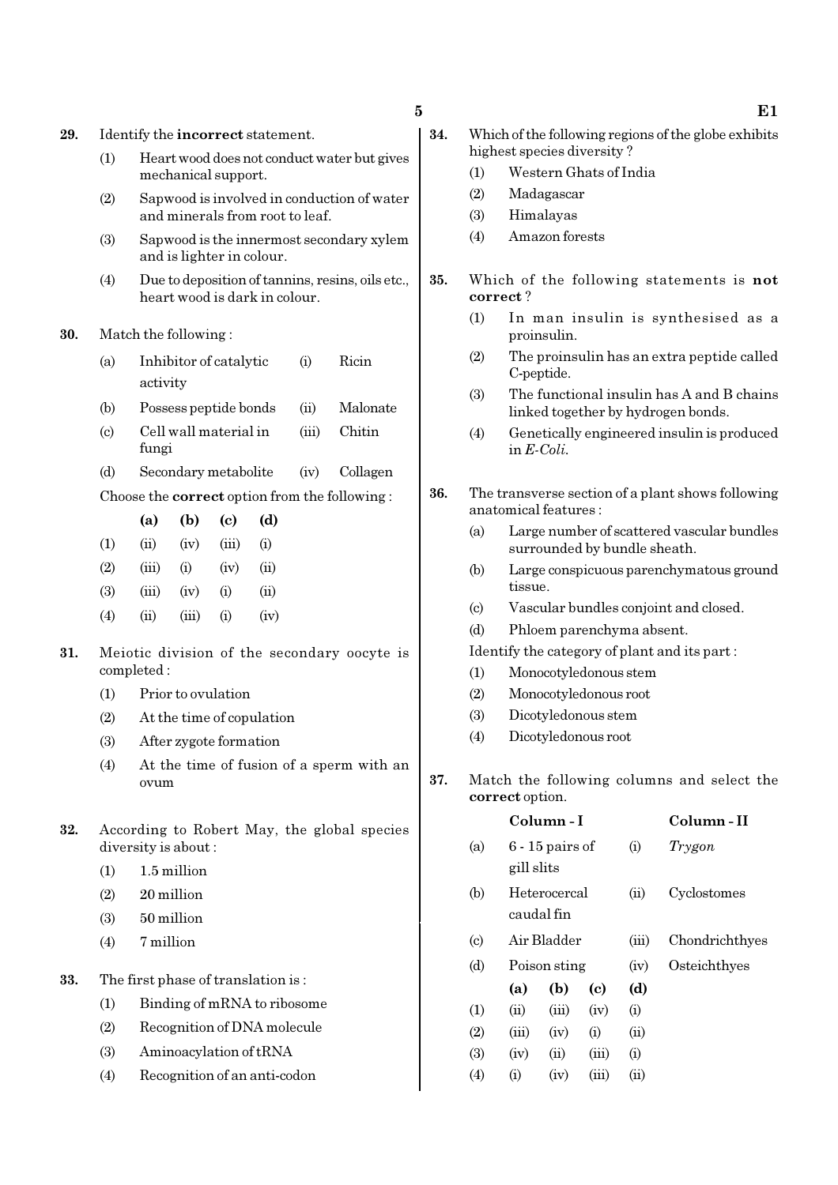29. Identify the **incorrect** statement.

(1) Heart wood does not conduct water but gives mechanical support.

(2) Sapwood is involved in conduction of water and minerals from root to leaf.

(3) Sapwood is the innermost secondary xylem and is lighter in colour.

(4) Due to deposition of tannins, resins, oils etc., heart wood is dark in colour.

30. Match the following :

| | | | |
|---|---|---|---|
| (a) | Inhibitor of catalytic activity | (i) | Ricin |
| (b) | Possess peptide bonds | (ii) | Malonate |
| (c) | Cell wall material in fungi | (iii) | Chitin |
| (d) | Secondary metabolite | (iv) | Collagen |

Choose the **correct** option from the following :

| | (a) | (b) | (c) | (d) |
|---|---|---|---|---|
| (1) | (ii) | (iv) | (iii) | (i) |
| (2) | (iii) | (i) | (iv) | (ii) |
| (3) | (iii) | (iv) | (i) | (ii) |
| (4) | (ii) | (iii) | (i) | (iv) |

31. Meiotic division of the secondary oocyte is completed :

(1) Prior to ovulation

(2) At the time of copulation

(3) After zygote formation

(4) At the time of fusion of a sperm with an ovum

32. According to Robert May, the global species diversity is about :

(1) 1.5 million

(2) 20 million

(3) 50 million

(4) 7 million

33. The first phase of translation is :

(1) Binding of mRNA to ribosome

(2) Recognition of DNA molecule

(3) Aminoacylation of tRNA

(4) Recognition of an anti-codon

34. Which of the following regions of the globe exhibits highest species diversity ?

(1) Western Ghats of India

(2) Madagascar

(3) Himalayas

(4) Amazon forests

35. Which of the following statements is **not correct** ?

(1) In man insulin is synthesised as a proinsulin.

(2) The proinsulin has an extra peptide called C-peptide.

(3) The functional insulin has A and B chains linked together by hydrogen bonds.

(4) Genetically engineered insulin is produced in *E-Coli*.

36. The transverse section of a plant shows following anatomical features :

(a) Large number of scattered vascular bundles surrounded by bundle sheath.

(b) Large conspicuous parenchymatous ground tissue.

(c) Vascular bundles conjoint and closed.

(d) Phloem parenchyma absent.

Identify the category of plant and its part :

(1) Monocotyledonous stem

(2) Monocotyledonous root

(3) Dicotyledonous stem

(4) Dicotyledonous root

37. Match the following columns and select the **correct** option.

| | Column - I | | Column - II |
|---|---|---|---|
| (a) | 6 - 15 pairs of gill slits | (i) | *Trygon* |
| (b) | Heterocercal caudal fin | (ii) | Cyclostomes |
| (c) | Air Bladder | (iii) | Chondrichthyes |
| (d) | Poison sting | (iv) | Osteichthyes |

| | (a) | (b) | (c) | (d) |
|---|---|---|---|---|
| (1) | (ii) | (iii) | (iv) | (i) |
| (2) | (iii) | (iv) | (i) | (ii) |
| (3) | (iv) | (ii) | (iii) | (i) |
| (4) | (i) | (iv) | (iii) | (ii) |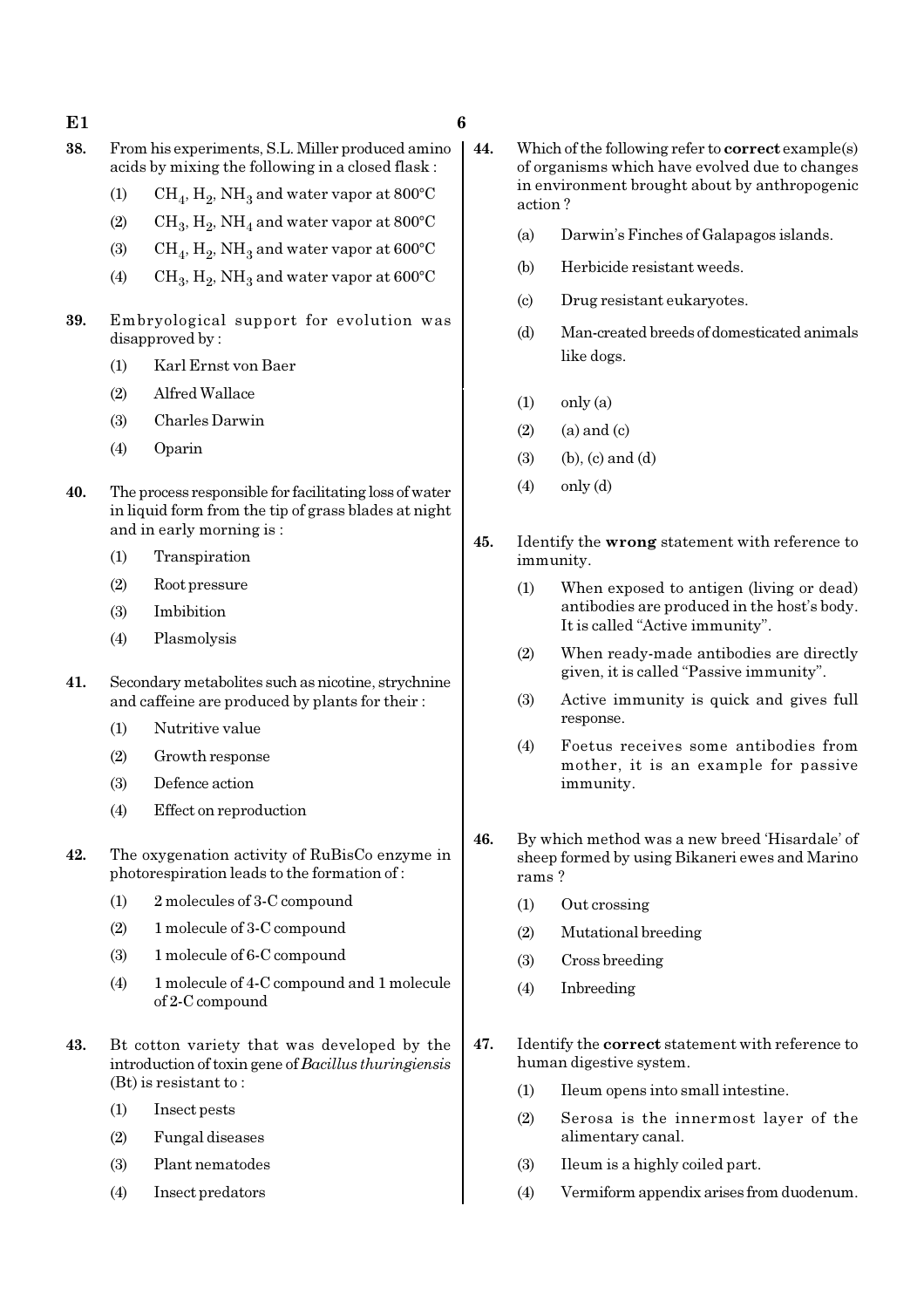38. From his experiments, S.L. Miller produced amino acids by mixing the following in a closed flask :

(1) $CH_4$, $H_2$, $NH_3$ and water vapor at 800°C

(2) $CH_3$, $H_2$, $NH_4$ and water vapor at 800°C

(3) $CH_4$, $H_2$, $NH_3$ and water vapor at 600°C

(4) $CH_3$, $H_2$, $NH_3$ and water vapor at 600°C

39. Embryological support for evolution was disapproved by :

(1) Karl Ernst von Baer

(2) Alfred Wallace

(3) Charles Darwin

(4) Oparin

40. The process responsible for facilitating loss of water in liquid form from the tip of grass blades at night and in early morning is :

(1) Transpiration

(2) Root pressure

(3) Imbibition

(4) Plasmolysis

41. Secondary metabolites such as nicotine, strychnine and caffeine are produced by plants for their :

(1) Nutritive value

(2) Growth response

(3) Defence action

(4) Effect on reproduction

42. The oxygenation activity of RuBisCo enzyme in photorespiration leads to the formation of :

(1) 2 molecules of 3-C compound

(2) 1 molecule of 3-C compound

(3) 1 molecule of 6-C compound

(4) 1 molecule of 4-C compound and 1 molecule of 2-C compound

43. Bt cotton variety that was developed by the introduction of toxin gene of *Bacillus thuringiensis* (Bt) is resistant to :

(1) Insect pests

(2) Fungal diseases

(3) Plant nematodes

(4) Insect predators

44. Which of the following refer to **correct** example(s) of organisms which have evolved due to changes in environment brought about by anthropogenic action ?

(a) Darwin's Finches of Galapagos islands.

(b) Herbicide resistant weeds.

(c) Drug resistant eukaryotes.

(d) Man-created breeds of domesticated animals like dogs.

(1) only (a)

(2) (a) and (c)

(3) (b), (c) and (d)

(4) only (d)

45. Identify the **wrong** statement with reference to immunity.

(1) When exposed to antigen (living or dead) antibodies are produced in the host's body. It is called "Active immunity".

(2) When ready-made antibodies are directly given, it is called "Passive immunity".

(3) Active immunity is quick and gives full response.

(4) Foetus receives some antibodies from mother, it is an example for passive immunity.

46. By which method was a new breed 'Hisardale' of sheep formed by using Bikaneri ewes and Marino rams ?

(1) Out crossing

(2) Mutational breeding

(3) Cross breeding

(4) Inbreeding

47. Identify the **correct** statement with reference to human digestive system.

(1) Ileum opens into small intestine.

(2) Serosa is the innermost layer of the alimentary canal.

(3) Ileum is a highly coiled part.

(4) Vermiform appendix arises from duodenum.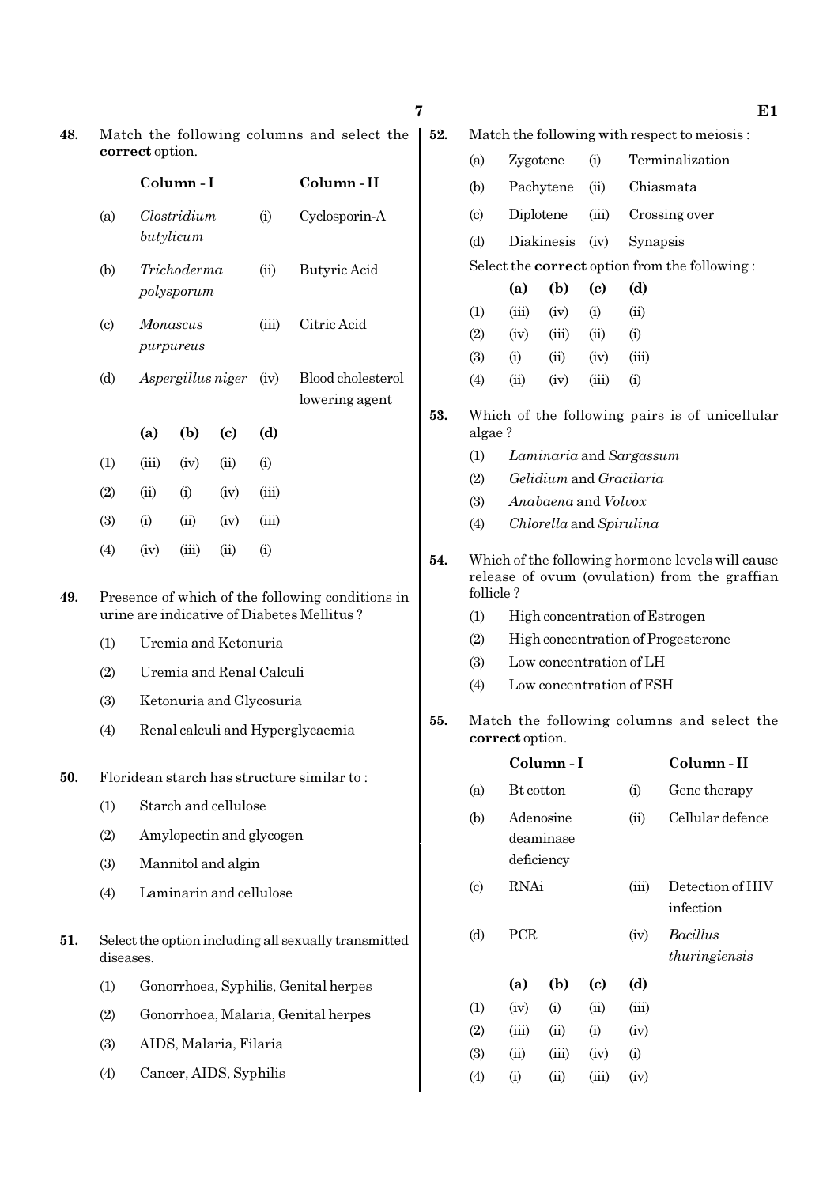**48.** Match the following columns and select the **correct** option.

| | Column - I | | Column - II |
|---|---|---|---|
| (a) | *Clostridium butylicum* | (i) | Cyclosporin-A |
| (b) | *Trichoderma polysporum* | (ii) | Butyric Acid |
| (c) | *Monascus purpureus* | (iii) | Citric Acid |
| (d) | *Aspergillus niger* | (iv) | Blood cholesterol lowering agent |

| | (a) | (b) | (c) | (d) |
|---|---|---|---|---|
| (1) | (iii) | (iv) | (ii) | (i) |
| (2) | (ii) | (i) | (iv) | (iii) |
| (3) | (i) | (ii) | (iv) | (iii) |
| (4) | (iv) | (iii) | (ii) | (i) |

**49.** Presence of which of the following conditions in urine are indicative of Diabetes Mellitus ?

(1) Uremia and Ketonuria

(2) Uremia and Renal Calculi

(3) Ketonuria and Glycosuria

(4) Renal calculi and Hyperglycaemia

**50.** Floridean starch has structure similar to :

(1) Starch and cellulose

(2) Amylopectin and glycogen

(3) Mannitol and algin

(4) Laminarin and cellulose

**51.** Select the option including all sexually transmitted diseases.

(1) Gonorrhoea, Syphilis, Genital herpes

(2) Gonorrhoea, Malaria, Genital herpes

(3) AIDS, Malaria, Filaria

(4) Cancer, AIDS, Syphilis

**52.** Match the following with respect to meiosis :

| | | | |
|---|---|---|---|
| (a) | Zygotene | (i) | Terminalization |
| (b) | Pachytene | (ii) | Chiasmata |
| (c) | Diplotene | (iii) | Crossing over |
| (d) | Diakinesis | (iv) | Synapsis |

Select the **correct** option from the following :

| | (a) | (b) | (c) | (d) |
|---|---|---|---|---|
| (1) | (iii) | (iv) | (i) | (ii) |
| (2) | (iv) | (iii) | (ii) | (i) |
| (3) | (i) | (ii) | (iv) | (iii) |
| (4) | (ii) | (iv) | (iii) | (i) |

**53.** Which of the following pairs is of unicellular algae ?

(1) *Laminaria* and *Sargassum*

(2) *Gelidium* and *Gracilaria*

(3) *Anabaena* and *Volvox*

(4) *Chlorella* and *Spirulina*

**54.** Which of the following hormone levels will cause release of ovum (ovulation) from the graffian follicle ?

(1) High concentration of Estrogen

(2) High concentration of Progesterone

(3) Low concentration of LH

(4) Low concentration of FSH

**55.** Match the following columns and select the **correct** option.

| | Column - I | | Column - II |
|---|---|---|---|
| (a) | Bt cotton | (i) | Gene therapy |
| (b) | Adenosine deaminase deficiency | (ii) | Cellular defence |
| (c) | RNAi | (iii) | Detection of HIV infection |
| (d) | PCR | (iv) | *Bacillus thuringiensis* |

| | (a) | (b) | (c) | (d) |
|---|---|---|---|---|
| (1) | (iv) | (i) | (ii) | (iii) |
| (2) | (iii) | (ii) | (i) | (iv) |
| (3) | (ii) | (iii) | (iv) | (i) |
| (4) | (i) | (ii) | (iii) | (iv) |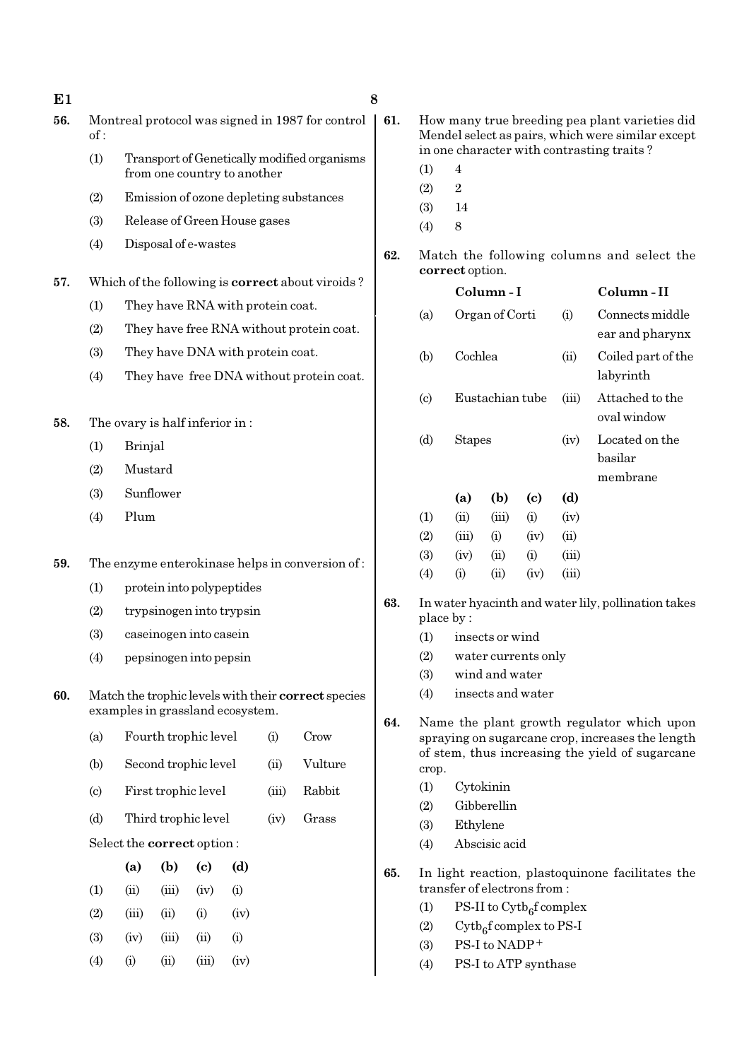56. Montreal protocol was signed in 1987 for control of :

(1) Transport of Genetically modified organisms from one country to another

(2) Emission of ozone depleting substances

(3) Release of Green House gases

(4) Disposal of e-wastes

57. Which of the following is **correct** about viroids ?

(1) They have RNA with protein coat.

(2) They have free RNA without protein coat.

(3) They have DNA with protein coat.

(4) They have free DNA without protein coat.

58. The ovary is half inferior in :

(1) Brinjal

(2) Mustard

(3) Sunflower

(4) Plum

59. The enzyme enterokinase helps in conversion of :

(1) protein into polypeptides

(2) trypsinogen into trypsin

(3) caseinogen into casein

(4) pepsinogen into pepsin

60. Match the trophic levels with their **correct** species examples in grassland ecosystem.

| | | | |
|---|---|---|---|
| (a) | Fourth trophic level | (i) | Crow |
| (b) | Second trophic level | (ii) | Vulture |
| (c) | First trophic level | (iii) | Rabbit |
| (d) | Third trophic level | (iv) | Grass |

Select the **correct** option :

| | (a) | (b) | (c) | (d) |
|---|---|---|---|---|
| (1) | (ii) | (iii) | (iv) | (i) |
| (2) | (iii) | (ii) | (i) | (iv) |
| (3) | (iv) | (iii) | (ii) | (i) |
| (4) | (i) | (ii) | (iii) | (iv) |

61. How many true breeding pea plant varieties did Mendel select as pairs, which were similar except in one character with contrasting traits ?

(1) 4

(2) 2

(3) 14

(4) 8

62. Match the following columns and select the **correct** option.

| | Column - I | | Column - II |
|---|---|---|---|
| (a) | Organ of Corti | (i) | Connects middle ear and pharynx |
| (b) | Cochlea | (ii) | Coiled part of the labyrinth |
| (c) | Eustachian tube | (iii) | Attached to the oval window |
| (d) | Stapes | (iv) | Located on the basilar membrane |

| | (a) | (b) | (c) | (d) |
|---|---|---|---|---|
| (1) | (ii) | (iii) | (i) | (iv) |
| (2) | (iii) | (i) | (iv) | (ii) |
| (3) | (iv) | (ii) | (i) | (iii) |
| (4) | (i) | (ii) | (iv) | (iii) |

63. In water hyacinth and water lily, pollination takes place by :

(1) insects or wind

(2) water currents only

(3) wind and water

(4) insects and water

64. Name the plant growth regulator which upon spraying on sugarcane crop, increases the length of stem, thus increasing the yield of sugarcane crop.

(1) Cytokinin

(2) Gibberellin

(3) Ethylene

(4) Abscisic acid

65. In light reaction, plastoquinone facilitates the transfer of electrons from :

(1) PS-II to $Cytb_6f$ complex

(2) $Cytb_6f$ complex to PS-I

(3) PS-I to $NADP^+$

(4) PS-I to ATP synthase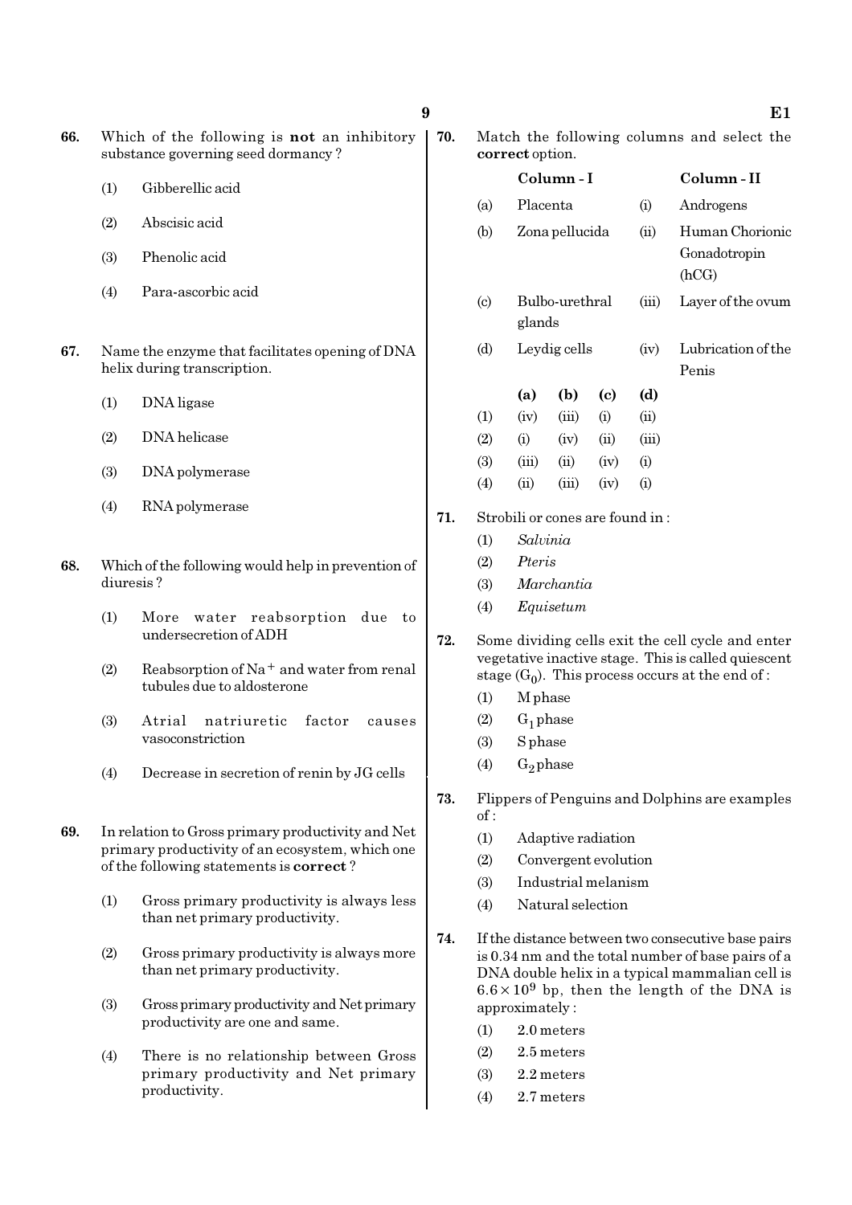66. Which of the following is **not** an inhibitory substance governing seed dormancy ?

(1) Gibberellic acid

(2) Abscisic acid

(3) Phenolic acid

(4) Para-ascorbic acid

67. Name the enzyme that facilitates opening of DNA helix during transcription.

(1) DNA ligase

(2) DNA helicase

(3) DNA polymerase

(4) RNA polymerase

68. Which of the following would help in prevention of diuresis ?

(1) More water reabsorption due to undersecretion of ADH

(2) Reabsorption of $Na^+$ and water from renal tubules due to aldosterone

(3) Atrial natriuretic factor causes vasoconstriction

(4) Decrease in secretion of renin by JG cells

69. In relation to Gross primary productivity and Net primary productivity of an ecosystem, which one of the following statements is **correct** ?

(1) Gross primary productivity is always less than net primary productivity.

(2) Gross primary productivity is always more than net primary productivity.

(3) Gross primary productivity and Net primary productivity are one and same.

(4) There is no relationship between Gross primary productivity and Net primary productivity.

70. Match the following columns and select the **correct** option.

| | Column - I | | Column - II |
|---|---|---|---|
| (a) | Placenta | (i) | Androgens |
| (b) | Zona pellucida | (ii) | Human Chorionic Gonadotropin (hCG) |
| (c) | Bulbo-urethral glands | (iii) | Layer of the ovum |
| (d) | Leydig cells | (iv) | Lubrication of the Penis |

| | (a) | (b) | (c) | (d) |
|---|---|---|---|---|
| (1) | (iv) | (iii) | (i) | (ii) |
| (2) | (i) | (iv) | (ii) | (iii) |
| (3) | (iii) | (ii) | (iv) | (i) |
| (4) | (ii) | (iii) | (iv) | (i) |

71. Strobili or cones are found in :

(1) *Salvinia*

(2) *Pteris*

(3) *Marchantia*

(4) *Equisetum*

72. Some dividing cells exit the cell cycle and enter vegetative inactive stage. This is called quiescent stage ($G_0$). This process occurs at the end of :

(1) M phase

(2) $G_1$ phase

(3) S phase

(4) $G_2$ phase

73. Flippers of Penguins and Dolphins are examples of :

(1) Adaptive radiation

(2) Convergent evolution

(3) Industrial melanism

(4) Natural selection

74. If the distance between two consecutive base pairs is 0.34 nm and the total number of base pairs of a DNA double helix in a typical mammalian cell is $6.6 \times 10^9$ bp, then the length of the DNA is approximately :

(1) 2.0 meters

(2) 2.5 meters

(3) 2.2 meters

(4) 2.7 meters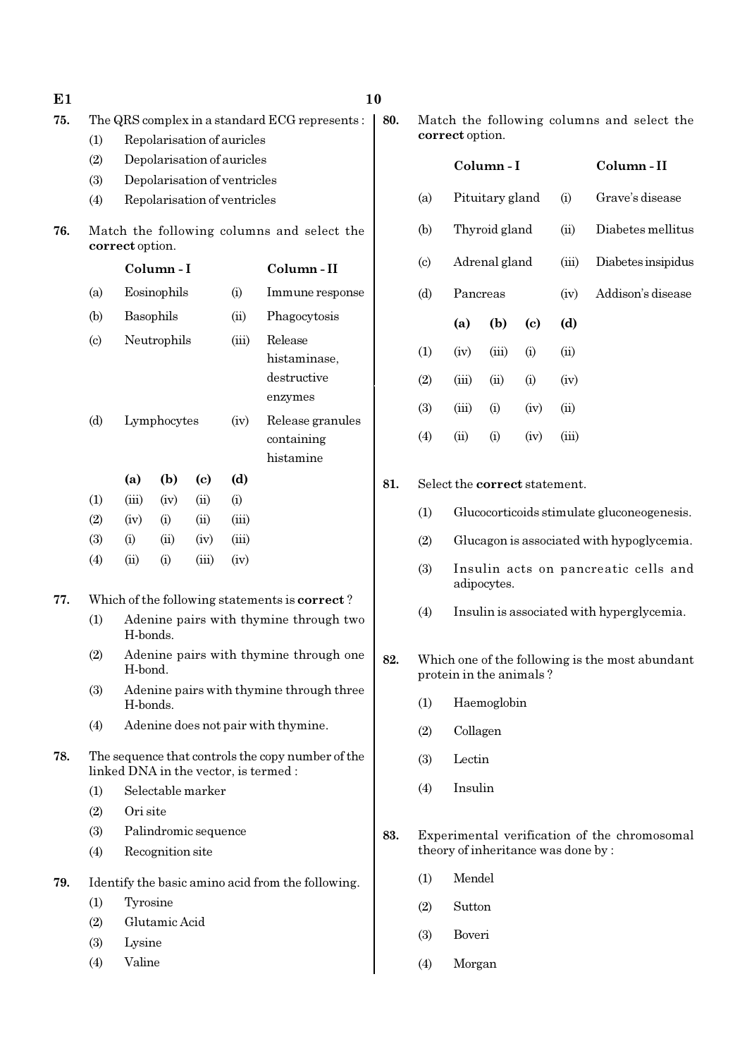**75.** The QRS complex in a standard ECG represents :

(1) Repolarisation of auricles

(2) Depolarisation of auricles

(3) Depolarisation of ventricles

(4) Repolarisation of ventricles

**76.** Match the following columns and select the **correct** option.

| | Column - I | | Column - II |
|---|---|---|---|
| (a) | Eosinophils | (i) | Immune response |
| (b) | Basophils | (ii) | Phagocytosis |
| (c) | Neutrophils | (iii) | Release histaminase, destructive enzymes |
| (d) | Lymphocytes | (iv) | Release granules containing histamine |

| | (a) | (b) | (c) | (d) |
|---|---|---|---|---|
| (1) | (iii) | (iv) | (ii) | (i) |
| (2) | (iv) | (i) | (ii) | (iii) |
| (3) | (i) | (ii) | (iv) | (iii) |
| (4) | (ii) | (i) | (iii) | (iv) |

**77.** Which of the following statements is **correct** ?

(1) Adenine pairs with thymine through two H-bonds.

(2) Adenine pairs with thymine through one H-bond.

(3) Adenine pairs with thymine through three H-bonds.

(4) Adenine does not pair with thymine.

**78.** The sequence that controls the copy number of the linked DNA in the vector, is termed :

(1) Selectable marker

(2) Ori site

(3) Palindromic sequence

(4) Recognition site

**79.** Identify the basic amino acid from the following.

(1) Tyrosine

(2) Glutamic Acid

(3) Lysine

(4) Valine

**80.** Match the following columns and select the **correct** option.

| | Column - I | | Column - II |
|---|---|---|---|
| (a) | Pituitary gland | (i) | Grave's disease |
| (b) | Thyroid gland | (ii) | Diabetes mellitus |
| (c) | Adrenal gland | (iii) | Diabetes insipidus |
| (d) | Pancreas | (iv) | Addison's disease |

| | (a) | (b) | (c) | (d) |
|---|---|---|---|---|
| (1) | (iv) | (iii) | (i) | (ii) |
| (2) | (iii) | (ii) | (i) | (iv) |
| (3) | (iii) | (i) | (iv) | (ii) |
| (4) | (ii) | (i) | (iv) | (iii) |

**81.** Select the **correct** statement.

(1) Glucocorticoids stimulate gluconeogenesis.

(2) Glucagon is associated with hypoglycemia.

(3) Insulin acts on pancreatic cells and adipocytes.

(4) Insulin is associated with hyperglycemia.

**82.** Which one of the following is the most abundant protein in the animals ?

(1) Haemoglobin

(2) Collagen

(3) Lectin

(4) Insulin

**83.** Experimental verification of the chromosomal theory of inheritance was done by :

(1) Mendel

(2) Sutton

(3) Boveri

(4) Morgan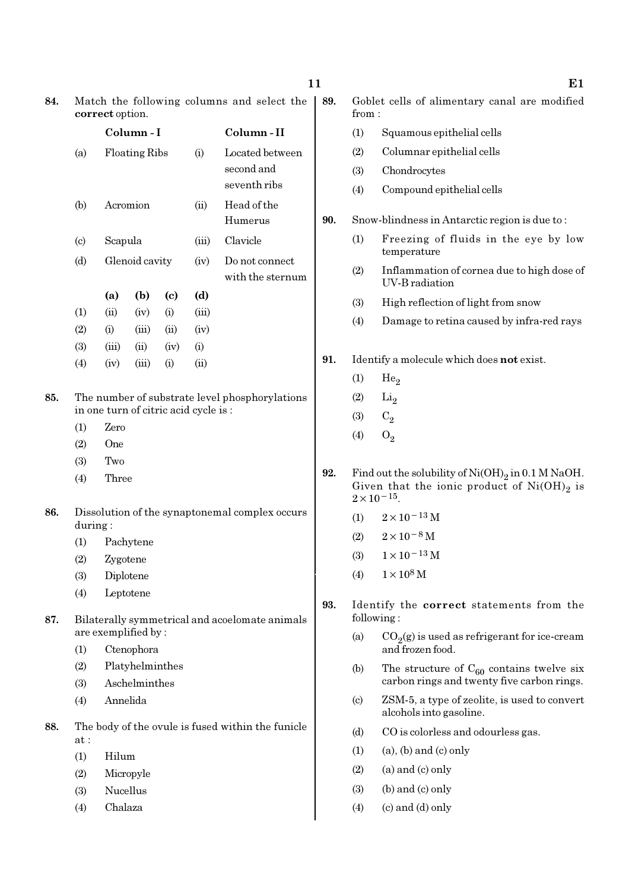84. Match the following columns and select the **correct** option.

| | Column - I | | Column - II |
|---|---|---|---|
| (a) | Floating Ribs | (i) | Located between second and seventh ribs |
| (b) | Acromion | (ii) | Head of the Humerus |
| (c) | Scapula | (iii) | Clavicle |
| (d) | Glenoid cavity | (iv) | Do not connect with the sternum |

| | (a) | (b) | (c) | (d) |
|---|---|---|---|---|
| (1) | (ii) | (iv) | (i) | (iii) |
| (2) | (i) | (iii) | (ii) | (iv) |
| (3) | (iii) | (ii) | (iv) | (i) |
| (4) | (iv) | (iii) | (i) | (ii) |

85. The number of substrate level phosphorylations in one turn of citric acid cycle is :
   - (1) Zero
   - (2) One
   - (3) Two
   - (4) Three

86. Dissolution of the synaptonemal complex occurs during :
   - (1) Pachytene
   - (2) Zygotene
   - (3) Diplotene
   - (4) Leptotene

87. Bilaterally symmetrical and acoelomate animals are exemplified by :
   - (1) Ctenophora
   - (2) Platyhelminthes
   - (3) Aschelminthes
   - (4) Annelida

88. The body of the ovule is fused within the funicle at :
   - (1) Hilum
   - (2) Micropyle
   - (3) Nucellus
   - (4) Chalaza

89. Goblet cells of alimentary canal are modified from :
   - (1) Squamous epithelial cells
   - (2) Columnar epithelial cells
   - (3) Chondrocytes
   - (4) Compound epithelial cells

90. Snow-blindness in Antarctic region is due to :
   - (1) Freezing of fluids in the eye by low temperature
   - (2) Inflammation of cornea due to high dose of UV-B radiation
   - (3) High reflection of light from snow
   - (4) Damage to retina caused by infra-red rays

91. Identify a molecule which does **not** exist.
   - (1) $He_2$
   - (2) $Li_2$
   - (3) $C_2$
   - (4) $O_2$

92. Find out the solubility of $Ni(OH)_2$ in 0.1 M NaOH. Given that the ionic product of $Ni(OH)_2$ is $2\times10^{-15}$.
   - (1) $2\times10^{-13}$ M
   - (2) $2\times10^{-8}$ M
   - (3) $1\times10^{-13}$ M
   - (4) $1\times10^{8}$ M

93. Identify the **correct** statements from the following :
   - (a) $CO_2$(g) is used as refrigerant for ice-cream and frozen food.
   - (b) The structure of $C_{60}$ contains twelve six carbon rings and twenty five carbon rings.
   - (c) ZSM-5, a type of zeolite, is used to convert alcohols into gasoline.
   - (d) CO is colorless and odourless gas.
   - (1) (a), (b) and (c) only
   - (2) (a) and (c) only
   - (3) (b) and (c) only
   - (4) (c) and (d) only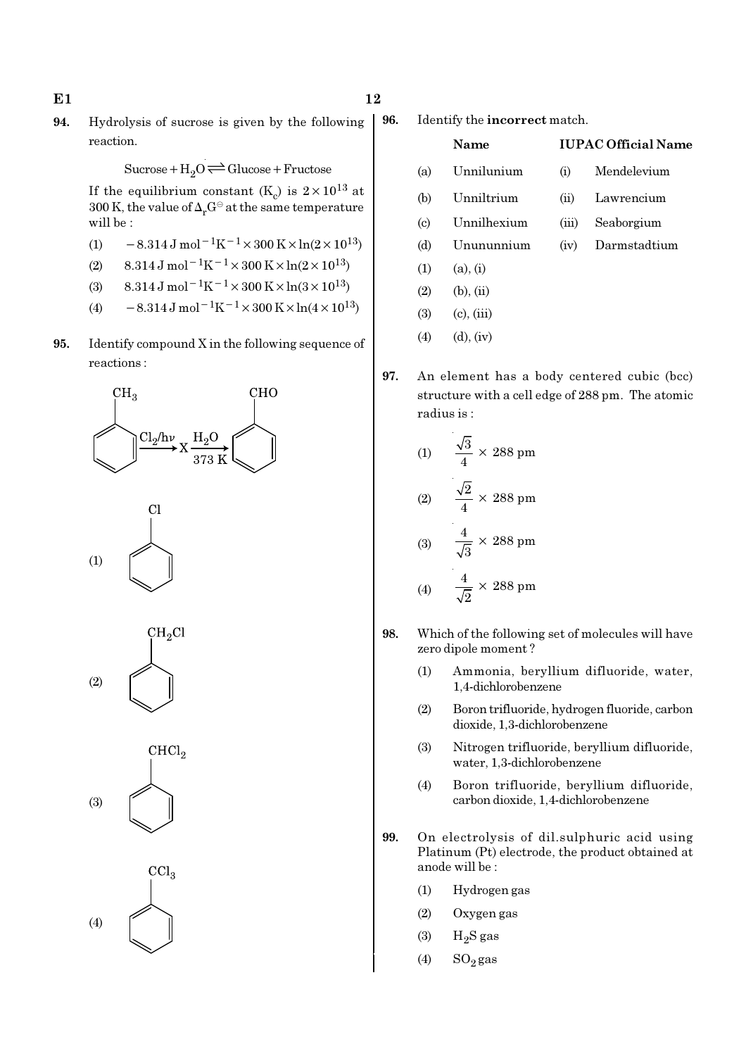94. Hydrolysis of sucrose is given by the following reaction.

$$\text{Sucrose} + H_2O \rightleftharpoons \text{Glucose} + \text{Fructose}$$

If the equilibrium constant ($K_c$) is $2 \times 10^{13}$ at 300 K, the value of $\Delta_r G^{\ominus}$ at the same temperature will be :

(1) $-8.314\ \text{J mol}^{-1}\text{K}^{-1} \times 300\ \text{K} \times \ln(2 \times 10^{13})$

(2) $8.314\ \text{J mol}^{-1}\text{K}^{-1} \times 300\ \text{K} \times \ln(2 \times 10^{13})$

(3) $8.314\ \text{J mol}^{-1}\text{K}^{-1} \times 300\ \text{K} \times \ln(3 \times 10^{13})$

(4) $-8.314\ \text{J mol}^{-1}\text{K}^{-1} \times 300\ \text{K} \times \ln(4 \times 10^{13})$

95. Identify compound X in the following sequence of reactions :

Toluene ($C_6H_5CH_3$) $\xrightarrow{Cl_2/h\nu}$ X $\xrightarrow[373\ K]{H_2O}$ Benzaldehyde ($C_6H_5CHO$)

(1) $C_6H_5Cl$

(2) $C_6H_5CH_2Cl$

(3) $C_6H_5CHCl_2$

(4) $C_6H_5CCl_3$

96. Identify the **incorrect** match.

| | Name | | IUPAC Official Name |
|---|---|---|---|
| (a) | Unnilunium | (i) | Mendelevium |
| (b) | Unniltrium | (ii) | Lawrencium |
| (c) | Unnilhexium | (iii) | Seaborgium |
| (d) | Unununnium | (iv) | Darmstadtium |

(1) (a), (i)

(2) (b), (ii)

(3) (c), (iii)

(4) (d), (iv)

97. An element has a body centered cubic (bcc) structure with a cell edge of 288 pm. The atomic radius is :

(1) $\frac{\sqrt{3}}{4} \times 288$ pm

(2) $\frac{\sqrt{2}}{4} \times 288$ pm

(3) $\frac{4}{\sqrt{3}} \times 288$ pm

(4) $\frac{4}{\sqrt{2}} \times 288$ pm

98. Which of the following set of molecules will have zero dipole moment ?

(1) Ammonia, beryllium difluoride, water, 1,4-dichlorobenzene

(2) Boron trifluoride, hydrogen fluoride, carbon dioxide, 1,3-dichlorobenzene

(3) Nitrogen trifluoride, beryllium difluoride, water, 1,3-dichlorobenzene

(4) Boron trifluoride, beryllium difluoride, carbon dioxide, 1,4-dichlorobenzene

99. On electrolysis of dil.sulphuric acid using Platinum (Pt) electrode, the product obtained at anode will be :

(1) Hydrogen gas

(2) Oxygen gas

(3) $H_2S$ gas

(4) $SO_2$ gas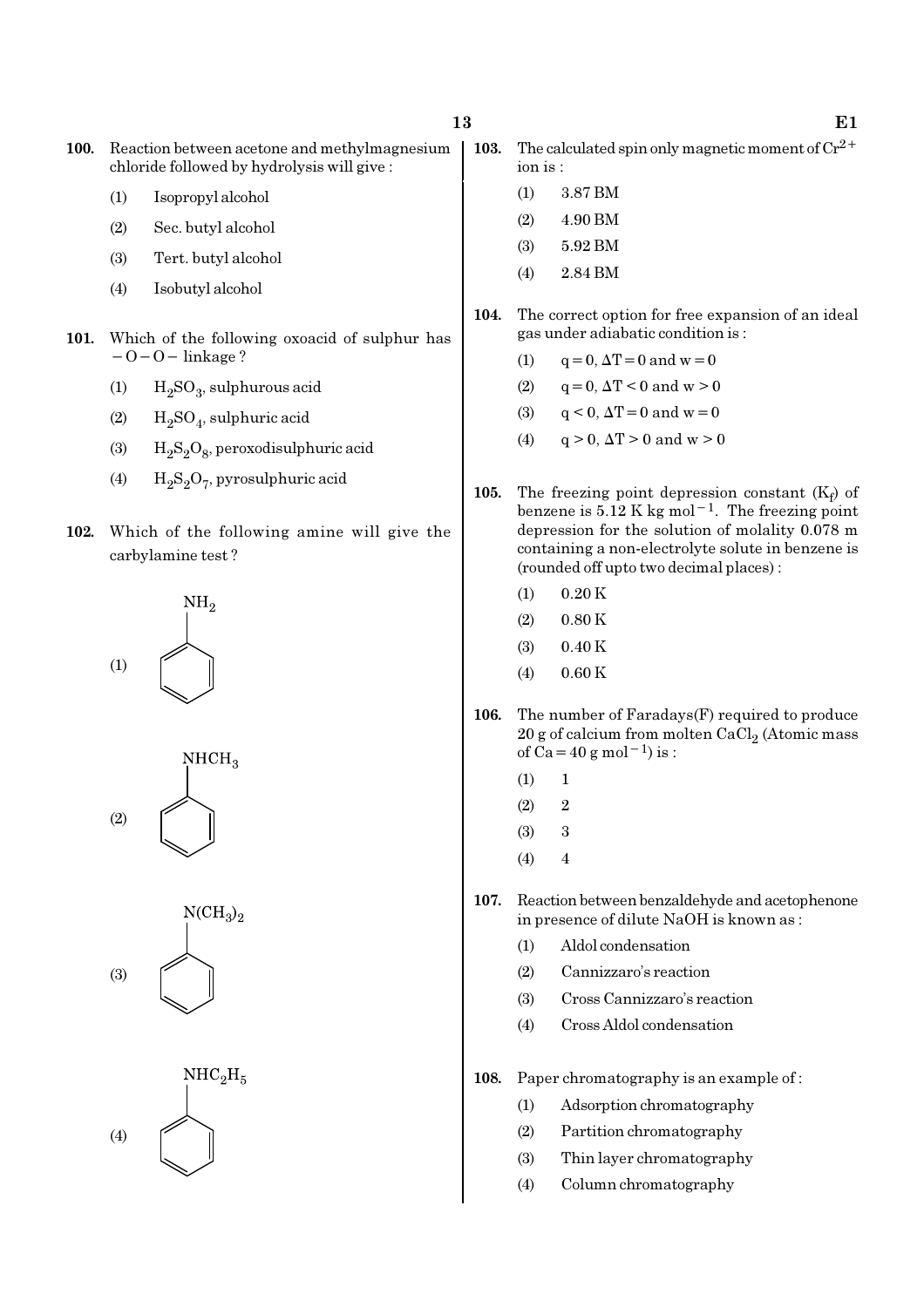**100.** Reaction between acetone and methylmagnesium chloride followed by hydrolysis will give :

(1) Isopropyl alcohol

(2) Sec. butyl alcohol

(3) Tert. butyl alcohol

(4) Isobutyl alcohol

**101.** Which of the following oxoacid of sulphur has $-O-O-$ linkage ?

(1) $H_2SO_3$, sulphurous acid

(2) $H_2SO_4$, sulphuric acid

(3) $H_2S_2O_8$, peroxodisulphuric acid

(4) $H_2S_2O_7$, pyrosulphuric acid

**102.** Which of the following amine will give the carbylamine test ?

(1) $C_6H_5NH_2$ (benzene ring with $NH_2$)

(2) $C_6H_5NHCH_3$ (benzene ring with $NHCH_3$)

(3) $C_6H_5N(CH_3)_2$ (benzene ring with $N(CH_3)_2$)

(4) $C_6H_5NHC_2H_5$ (benzene ring with $NHC_2H_5$)

**103.** The calculated spin only magnetic moment of $Cr^{2+}$ ion is :

(1) 3.87 BM

(2) 4.90 BM

(3) 5.92 BM

(4) 2.84 BM

**104.** The correct option for free expansion of an ideal gas under adiabatic condition is :

(1) $q=0, \Delta T=0$ and $w=0$

(2) $q=0, \Delta T<0$ and $w>0$

(3) $q<0, \Delta T=0$ and $w=0$

(4) $q>0, \Delta T>0$ and $w>0$

**105.** The freezing point depression constant ($K_f$) of benzene is 5.12 K kg mol$^{-1}$. The freezing point depression for the solution of molality 0.078 m containing a non-electrolyte solute in benzene is (rounded off upto two decimal places) :

(1) 0.20 K

(2) 0.80 K

(3) 0.40 K

(4) 0.60 K

**106.** The number of Faradays(F) required to produce 20 g of calcium from molten $CaCl_2$ (Atomic mass of Ca = 40 g mol$^{-1}$) is :

(1) 1

(2) 2

(3) 3

(4) 4

**107.** Reaction between benzaldehyde and acetophenone in presence of dilute NaOH is known as :

(1) Aldol condensation

(2) Cannizzaro's reaction

(3) Cross Cannizzaro's reaction

(4) Cross Aldol condensation

**108.** Paper chromatography is an example of :

(1) Adsorption chromatography

(2) Partition chromatography

(3) Thin layer chromatography

(4) Column chromatography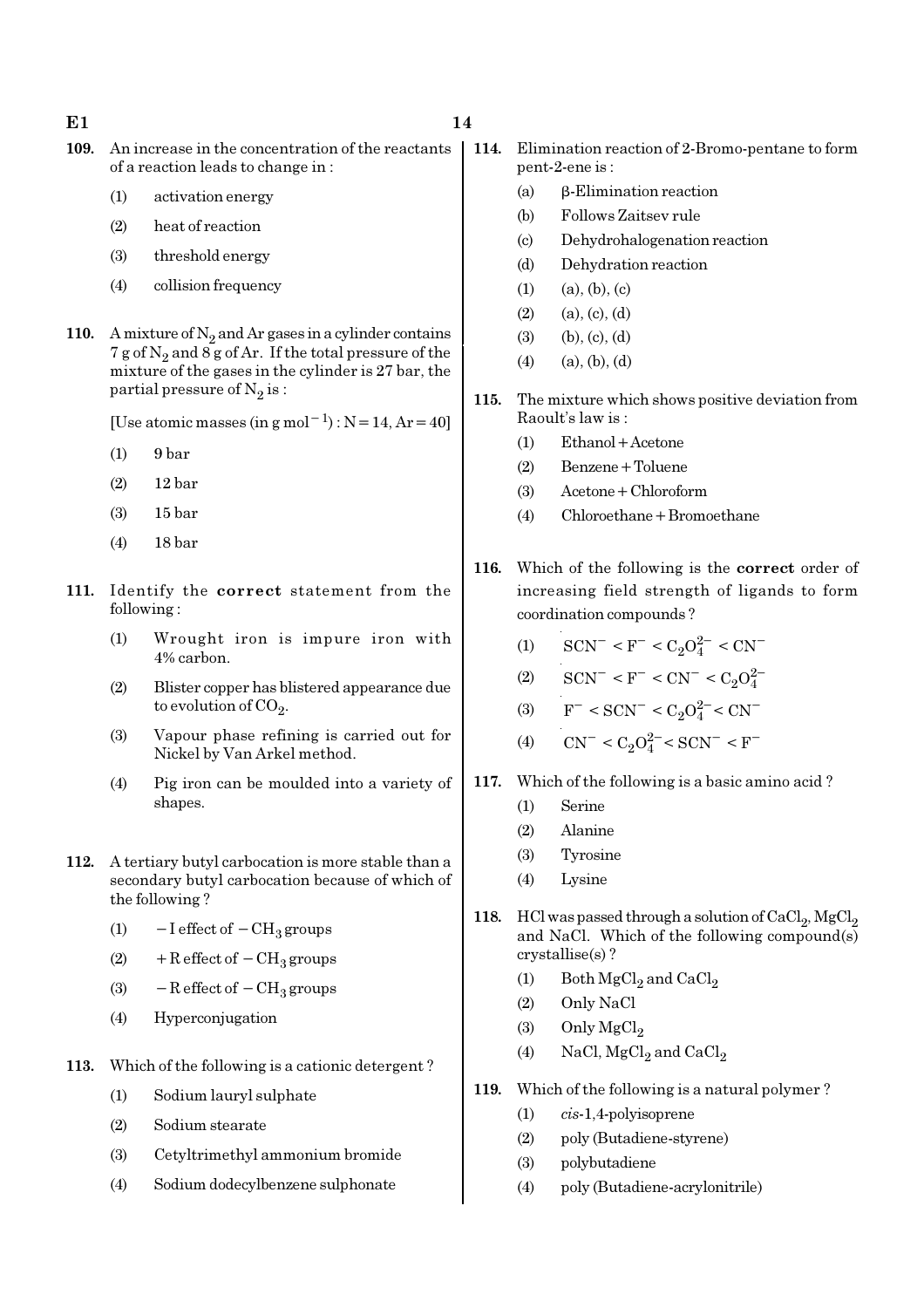**109.** An increase in the concentration of the reactants of a reaction leads to change in :

(1) activation energy

(2) heat of reaction

(3) threshold energy

(4) collision frequency

**110.** A mixture of $N_2$ and Ar gases in a cylinder contains 7 g of $N_2$ and 8 g of Ar. If the total pressure of the mixture of the gases in the cylinder is 27 bar, the partial pressure of $N_2$ is :

[Use atomic masses (in g $mol^{-1}$) : N = 14, Ar = 40]

(1) 9 bar

(2) 12 bar

(3) 15 bar

(4) 18 bar

**111.** Identify the **correct** statement from the following :

(1) Wrought iron is impure iron with 4% carbon.

(2) Blister copper has blistered appearance due to evolution of $CO_2$.

(3) Vapour phase refining is carried out for Nickel by Van Arkel method.

(4) Pig iron can be moulded into a variety of shapes.

**112.** A tertiary butyl carbocation is more stable than a secondary butyl carbocation because of which of the following ?

(1) $-I$ effect of $-CH_3$ groups

(2) $+R$ effect of $-CH_3$ groups

(3) $-R$ effect of $-CH_3$ groups

(4) Hyperconjugation

**113.** Which of the following is a cationic detergent ?

(1) Sodium lauryl sulphate

(2) Sodium stearate

(3) Cetyltrimethyl ammonium bromide

(4) Sodium dodecylbenzene sulphonate

**114.** Elimination reaction of 2-Bromo-pentane to form pent-2-ene is :

(a) β-Elimination reaction

(b) Follows Zaitsev rule

(c) Dehydrohalogenation reaction

(d) Dehydration reaction

(1) (a), (b), (c)

(2) (a), (c), (d)

(3) (b), (c), (d)

(4) (a), (b), (d)

**115.** The mixture which shows positive deviation from Raoult's law is :

(1) Ethanol + Acetone

(2) Benzene + Toluene

(3) Acetone + Chloroform

(4) Chloroethane + Bromoethane

**116.** Which of the following is the **correct** order of increasing field strength of ligands to form coordination compounds ?

(1) $SCN^- < F^- < C_2O_4^{2-} < CN^-$

(2) $SCN^- < F^- < CN^- < C_2O_4^{2-}$

(3) $F^- < SCN^- < C_2O_4^{2-} < CN^-$

(4) $CN^- < C_2O_4^{2-} < SCN^- < F^-$

**117.** Which of the following is a basic amino acid ?

(1) Serine

(2) Alanine

(3) Tyrosine

(4) Lysine

**118.** HCl was passed through a solution of $CaCl_2$, $MgCl_2$ and NaCl. Which of the following compound(s) crystallise(s) ?

(1) Both $MgCl_2$ and $CaCl_2$

(2) Only NaCl

(3) Only $MgCl_2$

(4) NaCl, $MgCl_2$ and $CaCl_2$

**119.** Which of the following is a natural polymer ?

(1) *cis*-1,4-polyisoprene

(2) poly (Butadiene-styrene)

(3) polybutadiene

(4) poly (Butadiene-acrylonitrile)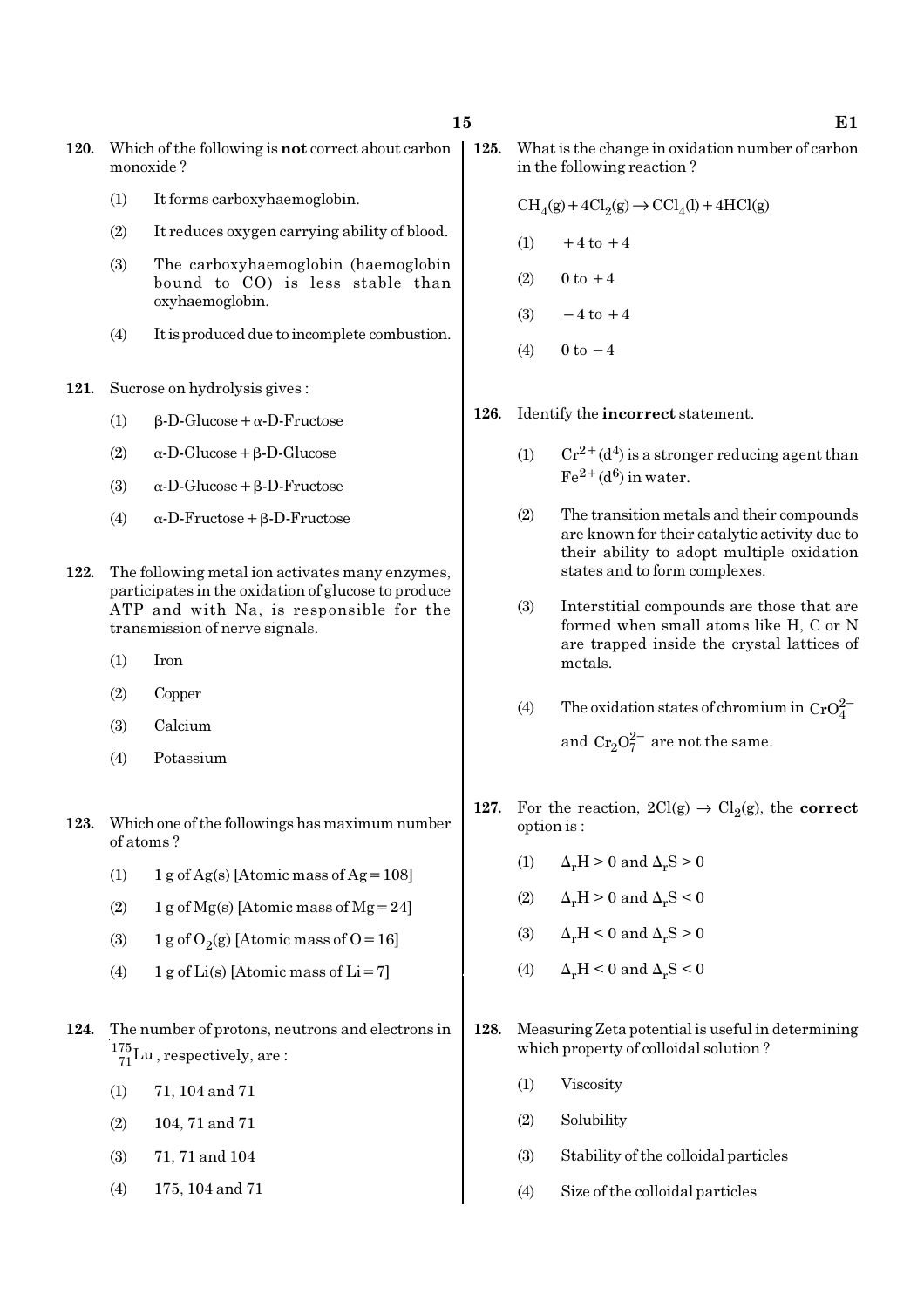120. Which of the following is **not** correct about carbon monoxide ?

(1) It forms carboxyhaemoglobin.

(2) It reduces oxygen carrying ability of blood.

(3) The carboxyhaemoglobin (haemoglobin bound to CO) is less stable than oxyhaemoglobin.

(4) It is produced due to incomplete combustion.

121. Sucrose on hydrolysis gives :

(1) β-D-Glucose + α-D-Fructose

(2) α-D-Glucose + β-D-Glucose

(3) α-D-Glucose + β-D-Fructose

(4) α-D-Fructose + β-D-Fructose

122. The following metal ion activates many enzymes, participates in the oxidation of glucose to produce ATP and with Na, is responsible for the transmission of nerve signals.

(1) Iron

(2) Copper

(3) Calcium

(4) Potassium

123. Which one of the followings has maximum number of atoms ?

(1) 1 g of Ag(s) [Atomic mass of Ag = 108]

(2) 1 g of Mg(s) [Atomic mass of Mg = 24]

(3) 1 g of $O_2$(g) [Atomic mass of O = 16]

(4) 1 g of Li(s) [Atomic mass of Li = 7]

124. The number of protons, neutrons and electrons in $^{175}_{71}Lu$, respectively, are :

(1) 71, 104 and 71

(2) 104, 71 and 71

(3) 71, 71 and 104

(4) 175, 104 and 71

125. What is the change in oxidation number of carbon in the following reaction ?

$$CH_4(g) + 4Cl_2(g) \rightarrow CCl_4(l) + 4HCl(g)$$

(1) +4 to +4

(2) 0 to +4

(3) −4 to +4

(4) 0 to −4

126. Identify the **incorrect** statement.

(1) $Cr^{2+}(d^4)$ is a stronger reducing agent than $Fe^{2+}(d^6)$ in water.

(2) The transition metals and their compounds are known for their catalytic activity due to their ability to adopt multiple oxidation states and to form complexes.

(3) Interstitial compounds are those that are formed when small atoms like H, C or N are trapped inside the crystal lattices of metals.

(4) The oxidation states of chromium in $CrO_4^{2-}$ and $Cr_2O_7^{2-}$ are not the same.

127. For the reaction, $2Cl(g) \rightarrow Cl_2(g)$, the **correct** option is :

(1) $\Delta_rH > 0$ and $\Delta_rS > 0$

(2) $\Delta_rH > 0$ and $\Delta_rS < 0$

(3) $\Delta_rH < 0$ and $\Delta_rS > 0$

(4) $\Delta_rH < 0$ and $\Delta_rS < 0$

128. Measuring Zeta potential is useful in determining which property of colloidal solution ?

(1) Viscosity

(2) Solubility

(3) Stability of the colloidal particles

(4) Size of the colloidal particles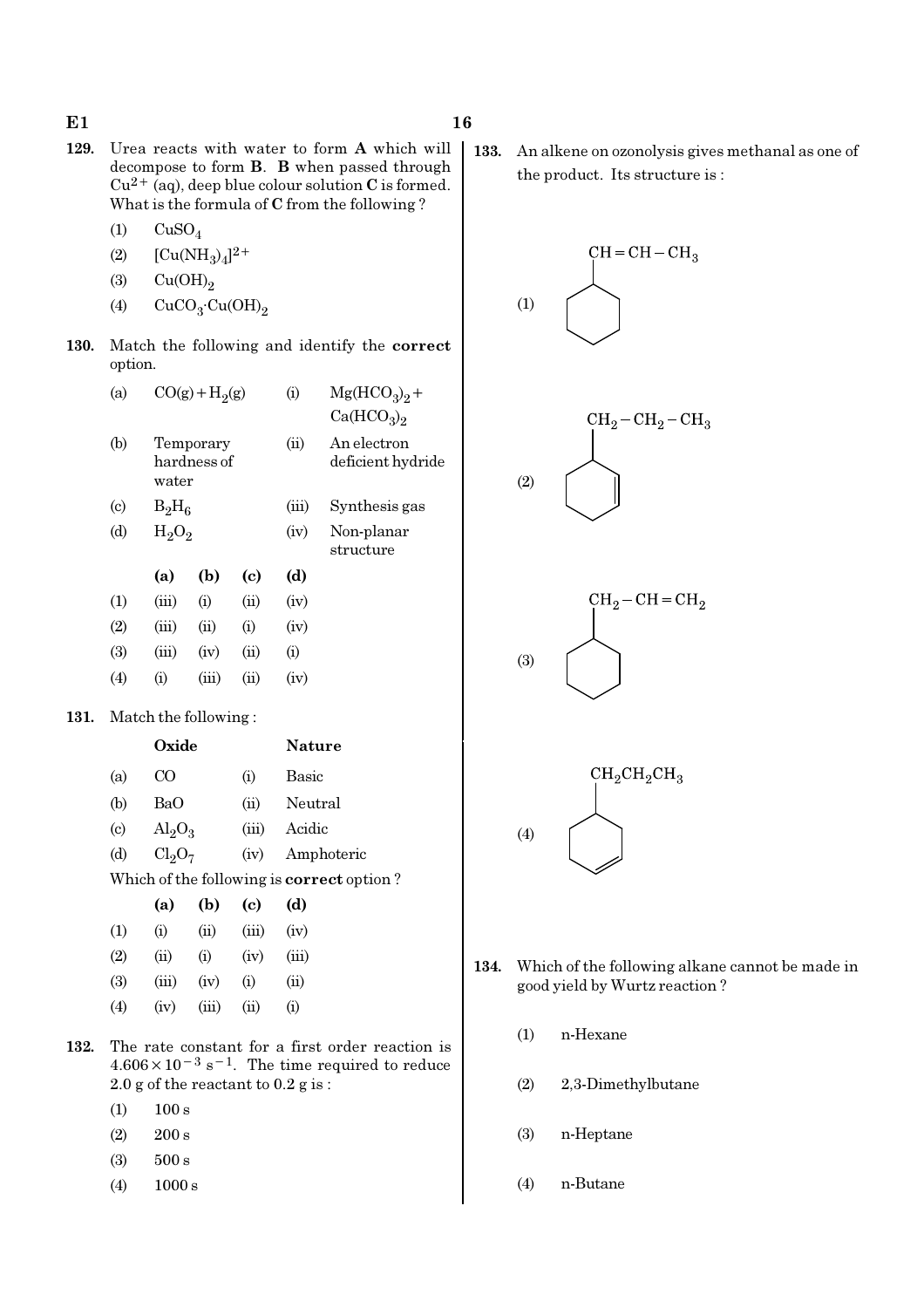**129.** Urea reacts with water to form **A** which will decompose to form **B**. **B** when passed through $Cu^{2+}$ (aq), deep blue colour solution **C** is formed. What is the formula of **C** from the following ?

(1) $CuSO_4$

(2) $[Cu(NH_3)_4]^{2+}$

(3) $Cu(OH)_2$

(4) $CuCO_3 \cdot Cu(OH)_2$

**130.** Match the following and identify the **correct** option.

| | | | |
|---|---|---|---|
| (a) | $CO(g) + H_2(g)$ | (i) | $Mg(HCO_3)_2 + Ca(HCO_3)_2$ |
| (b) | Temporary hardness of water | (ii) | An electron deficient hydride |
| (c) | $B_2H_6$ | (iii) | Synthesis gas |
| (d) | $H_2O_2$ | (iv) | Non-planar structure |

| | (a) | (b) | (c) | (d) |
|---|---|---|---|---|
| (1) | (iii) | (i) | (ii) | (iv) |
| (2) | (iii) | (ii) | (i) | (iv) |
| (3) | (iii) | (iv) | (ii) | (i) |
| (4) | (i) | (iii) | (ii) | (iv) |

**131.** Match the following :

| | Oxide | | Nature |
|---|---|---|---|
| (a) | CO | (i) | Basic |
| (b) | BaO | (ii) | Neutral |
| (c) | $Al_2O_3$ | (iii) | Acidic |
| (d) | $Cl_2O_7$ | (iv) | Amphoteric |

Which of the following is **correct** option ?

| | (a) | (b) | (c) | (d) |
|---|---|---|---|---|
| (1) | (i) | (ii) | (iii) | (iv) |
| (2) | (ii) | (i) | (iv) | (iii) |
| (3) | (iii) | (iv) | (i) | (ii) |
| (4) | (iv) | (iii) | (ii) | (i) |

**132.** The rate constant for a first order reaction is $4.606 \times 10^{-3}\ s^{-1}$. The time required to reduce 2.0 g of the reactant to 0.2 g is :

(1) 100 s

(2) 200 s

(3) 500 s

(4) 1000 s

**133.** An alkene on ozonolysis gives methanal as one of the product. Its structure is :

(1) Cyclohexane ring with substituent $CH=CH-CH_3$

(2) Cyclohexene ring (double bond in ring) with substituent $CH_2-CH_2-CH_3$

(3) Cyclohexane ring with substituent $CH_2-CH=CH_2$

(4) Cyclohexene ring (double bond in ring) with substituent $CH_2CH_2CH_3$

**134.** Which of the following alkane cannot be made in good yield by Wurtz reaction ?

(1) n-Hexane

(2) 2,3-Dimethylbutane

(3) n-Heptane

(4) n-Butane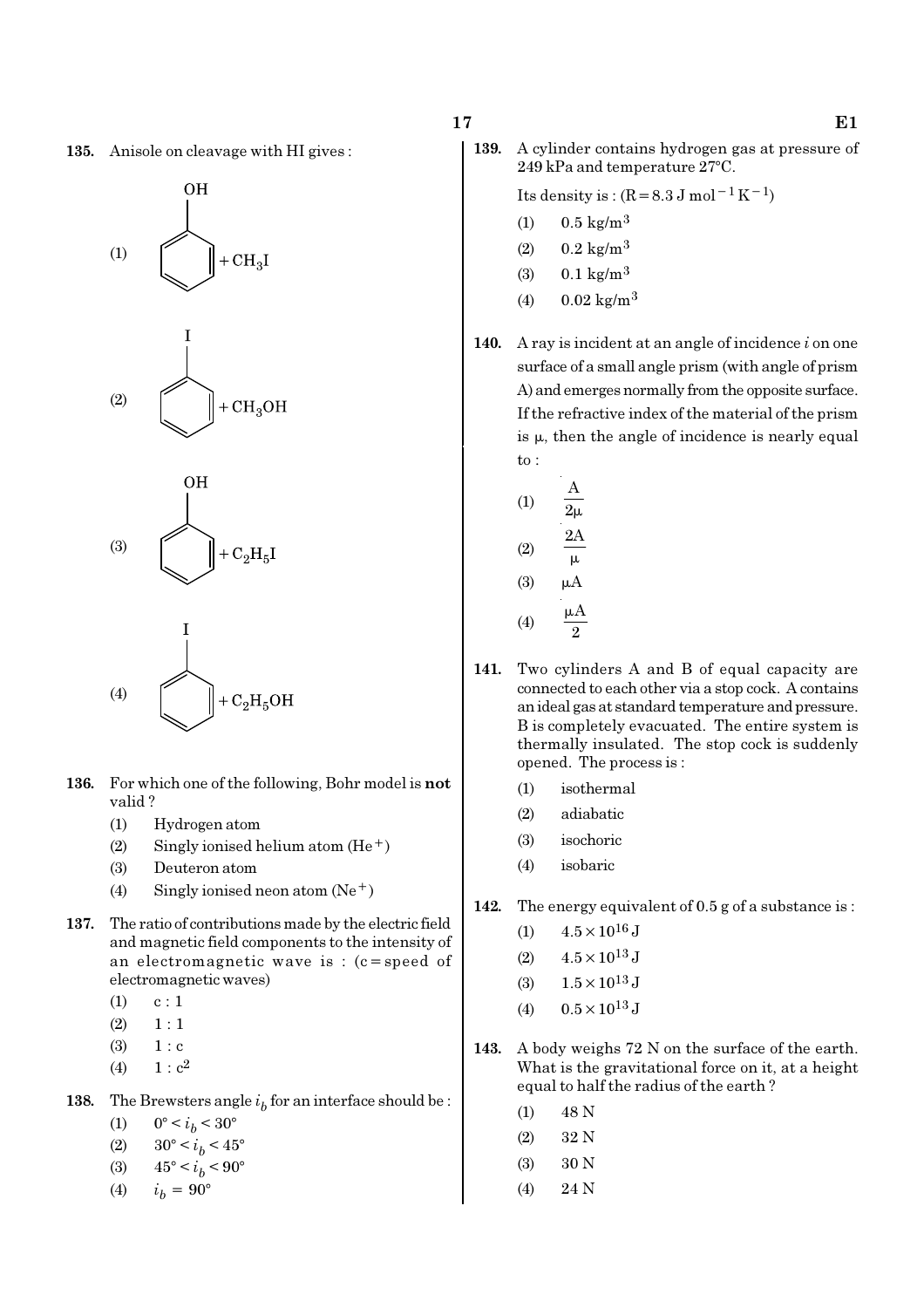**135.** Anisole on cleavage with HI gives :

(1) Phenol (benzene ring with OH) $+ CH_3I$

(2) Iodobenzene (benzene ring with I) $+ CH_3OH$

(3) Phenol (benzene ring with OH) $+ C_2H_5I$

(4) Iodobenzene (benzene ring with I) $+ C_2H_5OH$

**136.** For which one of the following, Bohr model is **not** valid ?

(1) Hydrogen atom

(2) Singly ionised helium atom ($He^+$)

(3) Deuteron atom

(4) Singly ionised neon atom ($Ne^+$)

**137.** The ratio of contributions made by the electric field and magnetic field components to the intensity of an electromagnetic wave is : (c = speed of electromagnetic waves)

(1) c : 1

(2) 1 : 1

(3) 1 : c

(4) 1 : $c^2$

**138.** The Brewsters angle $i_b$ for an interface should be :

(1) $0° < i_b < 30°$

(2) $30° < i_b < 45°$

(3) $45° < i_b < 90°$

(4) $i_b = 90°$

**139.** A cylinder contains hydrogen gas at pressure of 249 kPa and temperature 27°C.

Its density is : ($R = 8.3 \text{ J mol}^{-1} \text{K}^{-1}$)

(1) $0.5 \text{ kg/m}^3$

(2) $0.2 \text{ kg/m}^3$

(3) $0.1 \text{ kg/m}^3$

(4) $0.02 \text{ kg/m}^3$

**140.** A ray is incident at an angle of incidence $i$ on one surface of a small angle prism (with angle of prism A) and emerges normally from the opposite surface. If the refractive index of the material of the prism is $\mu$, then the angle of incidence is nearly equal to :

(1) $\dfrac{A}{2\mu}$

(2) $\dfrac{2A}{\mu}$

(3) $\mu A$

(4) $\dfrac{\mu A}{2}$

**141.** Two cylinders A and B of equal capacity are connected to each other via a stop cock. A contains an ideal gas at standard temperature and pressure. B is completely evacuated. The entire system is thermally insulated. The stop cock is suddenly opened. The process is :

(1) isothermal

(2) adiabatic

(3) isochoric

(4) isobaric

**142.** The energy equivalent of 0.5 g of a substance is :

(1) $4.5 \times 10^{16}$ J

(2) $4.5 \times 10^{13}$ J

(3) $1.5 \times 10^{13}$ J

(4) $0.5 \times 10^{13}$ J

**143.** A body weighs 72 N on the surface of the earth. What is the gravitational force on it, at a height equal to half the radius of the earth ?

(1) 48 N

(2) 32 N

(3) 30 N

(4) 24 N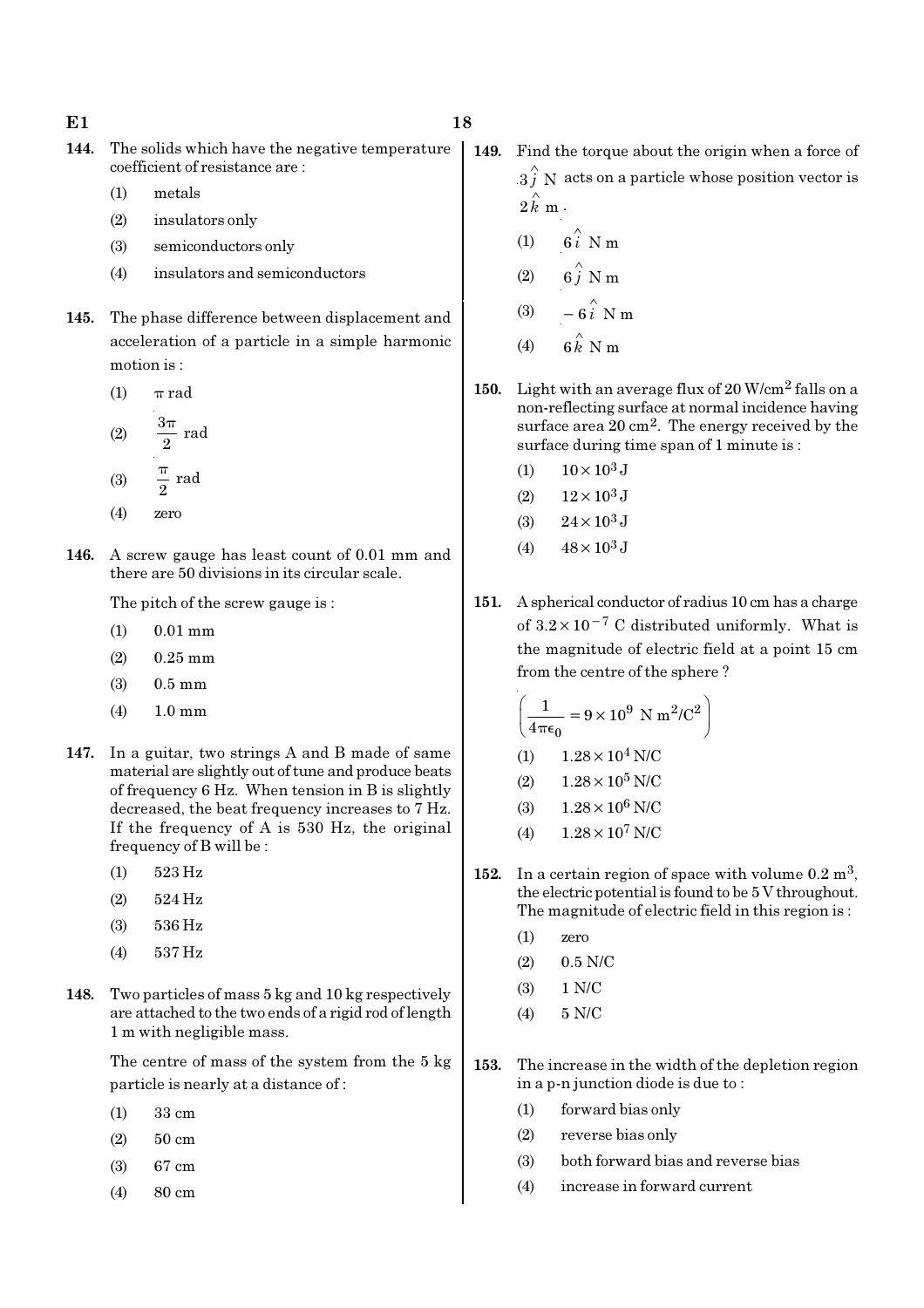144. The solids which have the negative temperature coefficient of resistance are :

(1) metals

(2) insulators only

(3) semiconductors only

(4) insulators and semiconductors

145. The phase difference between displacement and acceleration of a particle in a simple harmonic motion is :

(1) $\pi$ rad

(2) $\frac{3\pi}{2}$ rad

(3) $\frac{\pi}{2}$ rad

(4) zero

146. A screw gauge has least count of 0.01 mm and there are 50 divisions in its circular scale.

The pitch of the screw gauge is :

(1) 0.01 mm

(2) 0.25 mm

(3) 0.5 mm

(4) 1.0 mm

147. In a guitar, two strings A and B made of same material are slightly out of tune and produce beats of frequency 6 Hz. When tension in B is slightly decreased, the beat frequency increases to 7 Hz. If the frequency of A is 530 Hz, the original frequency of B will be :

(1) 523 Hz

(2) 524 Hz

(3) 536 Hz

(4) 537 Hz

148. Two particles of mass 5 kg and 10 kg respectively are attached to the two ends of a rigid rod of length 1 m with negligible mass.

The centre of mass of the system from the 5 kg particle is nearly at a distance of :

(1) 33 cm

(2) 50 cm

(3) 67 cm

(4) 80 cm

149. Find the torque about the origin when a force of $3\hat{j}$ N acts on a particle whose position vector is $2\hat{k}$ m.

(1) $6\hat{i}$ N m

(2) $6\hat{j}$ N m

(3) $-6\hat{i}$ N m

(4) $6\hat{k}$ N m

150. Light with an average flux of 20 W/cm$^2$ falls on a non-reflecting surface at normal incidence having surface area 20 cm$^2$. The energy received by the surface during time span of 1 minute is :

(1) $10 \times 10^3$ J

(2) $12 \times 10^3$ J

(3) $24 \times 10^3$ J

(4) $48 \times 10^3$ J

151. A spherical conductor of radius 10 cm has a charge of $3.2 \times 10^{-7}$ C distributed uniformly. What is the magnitude of electric field at a point 15 cm from the centre of the sphere ?

$\left(\frac{1}{4\pi\epsilon_0} = 9 \times 10^9 \text{ N m}^2/\text{C}^2\right)$

(1) $1.28 \times 10^4$ N/C

(2) $1.28 \times 10^5$ N/C

(3) $1.28 \times 10^6$ N/C

(4) $1.28 \times 10^7$ N/C

152. In a certain region of space with volume 0.2 m$^3$, the electric potential is found to be 5 V throughout. The magnitude of electric field in this region is :

(1) zero

(2) 0.5 N/C

(3) 1 N/C

(4) 5 N/C

153. The increase in the width of the depletion region in a p-n junction diode is due to :

(1) forward bias only

(2) reverse bias only

(3) both forward bias and reverse bias

(4) increase in forward current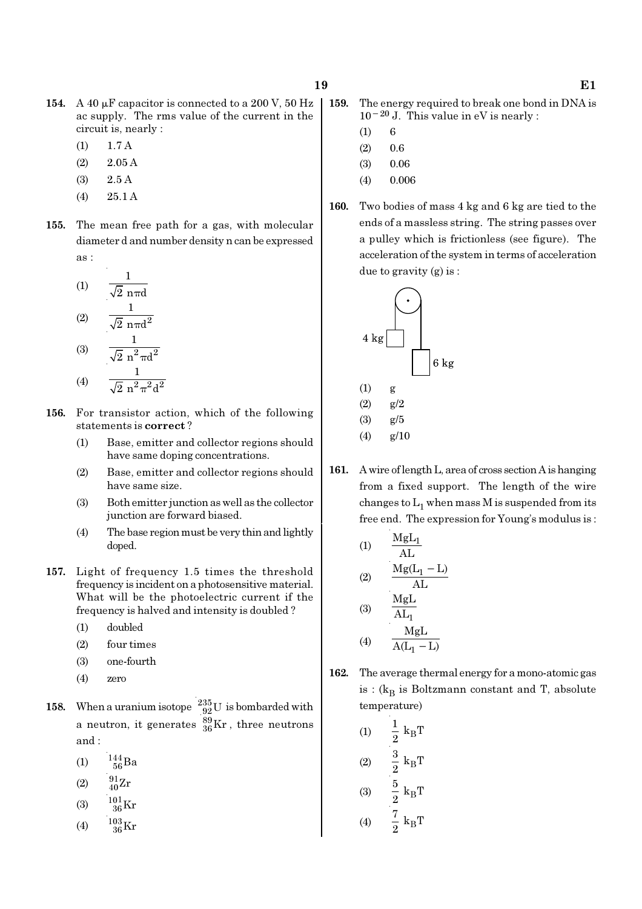**154.** A 40 μF capacitor is connected to a 200 V, 50 Hz ac supply. The rms value of the current in the circuit is, nearly :

(1) 1.7 A

(2) 2.05 A

(3) 2.5 A

(4) 25.1 A

**155.** The mean free path for a gas, with molecular diameter d and number density n can be expressed as :

(1) $\frac{1}{\sqrt{2}\, n\pi d}$

(2) $\frac{1}{\sqrt{2}\, n\pi d^2}$

(3) $\frac{1}{\sqrt{2}\, n^2\pi d^2}$

(4) $\frac{1}{\sqrt{2}\, n^2\pi^2 d^2}$

**156.** For transistor action, which of the following statements is **correct** ?

(1) Base, emitter and collector regions should have same doping concentrations.

(2) Base, emitter and collector regions should have same size.

(3) Both emitter junction as well as the collector junction are forward biased.

(4) The base region must be very thin and lightly doped.

**157.** Light of frequency 1.5 times the threshold frequency is incident on a photosensitive material. What will be the photoelectric current if the frequency is halved and intensity is doubled ?

(1) doubled

(2) four times

(3) one-fourth

(4) zero

**158.** When a uranium isotope $^{235}_{92}U$ is bombarded with a neutron, it generates $^{89}_{36}Kr$, three neutrons and :

(1) $^{144}_{56}Ba$

(2) $^{91}_{40}Zr$

(3) $^{101}_{36}Kr$

(4) $^{103}_{36}Kr$

**159.** The energy required to break one bond in DNA is $10^{-20}$ J. This value in eV is nearly :

(1) 6

(2) 0.6

(3) 0.06

(4) 0.006

**160.** Two bodies of mass 4 kg and 6 kg are tied to the ends of a massless string. The string passes over a pulley which is frictionless (see figure). The acceleration of the system in terms of acceleration due to gravity (g) is :

(1) g

(2) g/2

(3) g/5

(4) g/10

**161.** A wire of length L, area of cross section A is hanging from a fixed support. The length of the wire changes to $L_1$ when mass M is suspended from its free end. The expression for Young's modulus is :

(1) $\frac{MgL_1}{AL}$

(2) $\frac{Mg(L_1 - L)}{AL}$

(3) $\frac{MgL}{AL_1}$

(4) $\frac{MgL}{A(L_1 - L)}$

**162.** The average thermal energy for a mono-atomic gas is : ($k_B$ is Boltzmann constant and T, absolute temperature)

(1) $\frac{1}{2}\, k_B T$

(2) $\frac{3}{2}\, k_B T$

(3) $\frac{5}{2}\, k_B T$

(4) $\frac{7}{2}\, k_B T$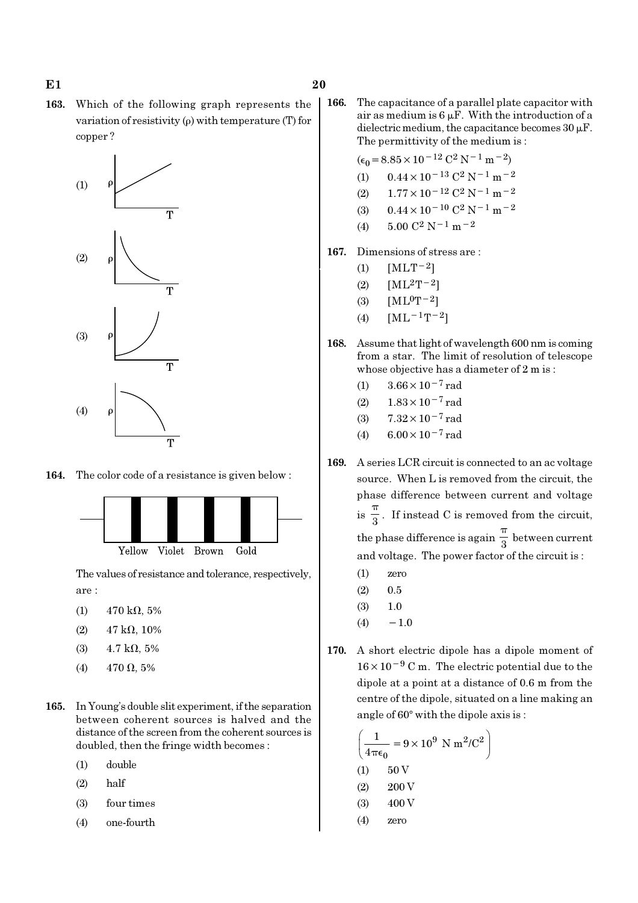**163.** Which of the following graph represents the variation of resistivity (ρ) with temperature (T) for copper ?

(1) 

(2) 

(3) 

(4) 

**164.** The color code of a resistance is given below :

Yellow Violet Brown Gold

The values of resistance and tolerance, respectively, are :

(1) 470 kΩ, 5%

(2) 47 kΩ, 10%

(3) 4.7 kΩ, 5%

(4) 470 Ω, 5%

**165.** In Young's double slit experiment, if the separation between coherent sources is halved and the distance of the screen from the coherent sources is doubled, then the fringe width becomes :

(1) double

(2) half

(3) four times

(4) one-fourth

**166.** The capacitance of a parallel plate capacitor with air as medium is 6 μF. With the introduction of a dielectric medium, the capacitance becomes 30 μF. The permittivity of the medium is :

$(\epsilon_0 = 8.85 \times 10^{-12}\ C^2\ N^{-1}\ m^{-2})$

(1) $0.44 \times 10^{-13}\ C^2\ N^{-1}\ m^{-2}$

(2) $1.77 \times 10^{-12}\ C^2\ N^{-1}\ m^{-2}$

(3) $0.44 \times 10^{-10}\ C^2\ N^{-1}\ m^{-2}$

(4) $5.00\ C^2\ N^{-1}\ m^{-2}$

**167.** Dimensions of stress are :

(1) $[MLT^{-2}]$

(2) $[ML^2T^{-2}]$

(3) $[ML^0T^{-2}]$

(4) $[ML^{-1}T^{-2}]$

**168.** Assume that light of wavelength 600 nm is coming from a star. The limit of resolution of telescope whose objective has a diameter of 2 m is :

(1) $3.66 \times 10^{-7}$ rad

(2) $1.83 \times 10^{-7}$ rad

(3) $7.32 \times 10^{-7}$ rad

(4) $6.00 \times 10^{-7}$ rad

**169.** A series LCR circuit is connected to an ac voltage source. When L is removed from the circuit, the phase difference between current and voltage is $\frac{\pi}{3}$. If instead C is removed from the circuit, the phase difference is again $\frac{\pi}{3}$ between current and voltage. The power factor of the circuit is :

(1) zero

(2) 0.5

(3) 1.0

(4) $-1.0$

**170.** A short electric dipole has a dipole moment of $16 \times 10^{-9}$ C m. The electric potential due to the dipole at a point at a distance of 0.6 m from the centre of the dipole, situated on a line making an angle of 60° with the dipole axis is :

$\left(\frac{1}{4\pi\epsilon_0} = 9 \times 10^9\ N\ m^2/C^2\right)$

(1) 50 V

(2) 200 V

(3) 400 V

(4) zero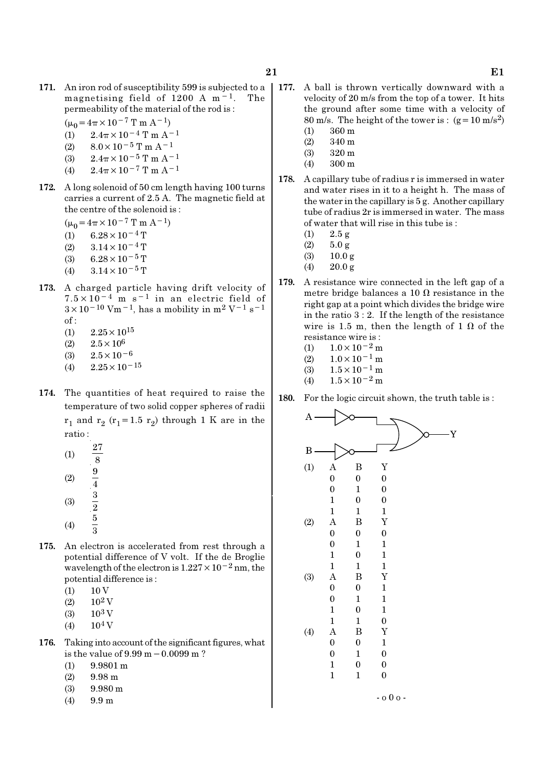**171.** An iron rod of susceptibility 599 is subjected to a magnetising field of 1200 A $m^{-1}$. The permeability of the material of the rod is :

($\mu_0 = 4\pi \times 10^{-7}$ T m $A^{-1}$)

(1) $2.4\pi \times 10^{-4}$ T m $A^{-1}$
(2) $8.0 \times 10^{-5}$ T m $A^{-1}$
(3) $2.4\pi \times 10^{-5}$ T m $A^{-1}$
(4) $2.4\pi \times 10^{-7}$ T m $A^{-1}$

**172.** A long solenoid of 50 cm length having 100 turns carries a current of 2.5 A. The magnetic field at the centre of the solenoid is :

($\mu_0 = 4\pi \times 10^{-7}$ T m $A^{-1}$)

(1) $6.28 \times 10^{-4}$ T
(2) $3.14 \times 10^{-4}$ T
(3) $6.28 \times 10^{-5}$ T
(4) $3.14 \times 10^{-5}$ T

**173.** A charged particle having drift velocity of $7.5 \times 10^{-4}$ m $s^{-1}$ in an electric field of $3 \times 10^{-10}$ V$m^{-1}$, has a mobility in $m^2$ $V^{-1}$ $s^{-1}$ of :

(1) $2.25 \times 10^{15}$
(2) $2.5 \times 10^{6}$
(3) $2.5 \times 10^{-6}$
(4) $2.25 \times 10^{-15}$

**174.** The quantities of heat required to raise the temperature of two solid copper spheres of radii $r_1$ and $r_2$ ($r_1 = 1.5\ r_2$) through 1 K are in the ratio :

(1) $\frac{27}{8}$
(2) $\frac{9}{4}$
(3) $\frac{3}{2}$
(4) $\frac{5}{3}$

**175.** An electron is accelerated from rest through a potential difference of V volt. If the de Broglie wavelength of the electron is $1.227 \times 10^{-2}$ nm, the potential difference is :

(1) 10 V
(2) $10^2$ V
(3) $10^3$ V
(4) $10^4$ V

**176.** Taking into account of the significant figures, what is the value of 9.99 m $-$ 0.0099 m ?

(1) 9.9801 m
(2) 9.98 m
(3) 9.980 m
(4) 9.9 m

**177.** A ball is thrown vertically downward with a velocity of 20 m/s from the top of a tower. It hits the ground after some time with a velocity of 80 m/s. The height of the tower is : (g = 10 m/$s^2$)

(1) 360 m
(2) 340 m
(3) 320 m
(4) 300 m

**178.** A capillary tube of radius r is immersed in water and water rises in it to a height h. The mass of the water in the capillary is 5 g. Another capillary tube of radius 2r is immersed in water. The mass of water that will rise in this tube is :

(1) 2.5 g
(2) 5.0 g
(3) 10.0 g
(4) 20.0 g

**179.** A resistance wire connected in the left gap of a metre bridge balances a 10 $\Omega$ resistance in the right gap at a point which divides the bridge wire in the ratio 3 : 2. If the length of the resistance wire is 1.5 m, then the length of 1 $\Omega$ of the resistance wire is :

(1) $1.0 \times 10^{-2}$ m
(2) $1.0 \times 10^{-1}$ m
(3) $1.5 \times 10^{-1}$ m
(4) $1.5 \times 10^{-2}$ m

**180.** For the logic circuit shown, the truth table is :

(1)

| A | B | Y |
|---|---|---|
| 0 | 0 | 0 |
| 0 | 1 | 0 |
| 1 | 0 | 0 |
| 1 | 1 | 1 |

(2)

| A | B | Y |
|---|---|---|
| 0 | 0 | 0 |
| 0 | 1 | 1 |
| 1 | 0 | 1 |
| 1 | 1 | 1 |

(3)

| A | B | Y |
|---|---|---|
| 0 | 0 | 1 |
| 0 | 1 | 1 |
| 1 | 0 | 1 |
| 1 | 1 | 0 |

(4)

| A | B | Y |
|---|---|---|
| 0 | 0 | 1 |
| 0 | 1 | 0 |
| 1 | 0 | 0 |
| 1 | 1 | 0 |

- o 0 o -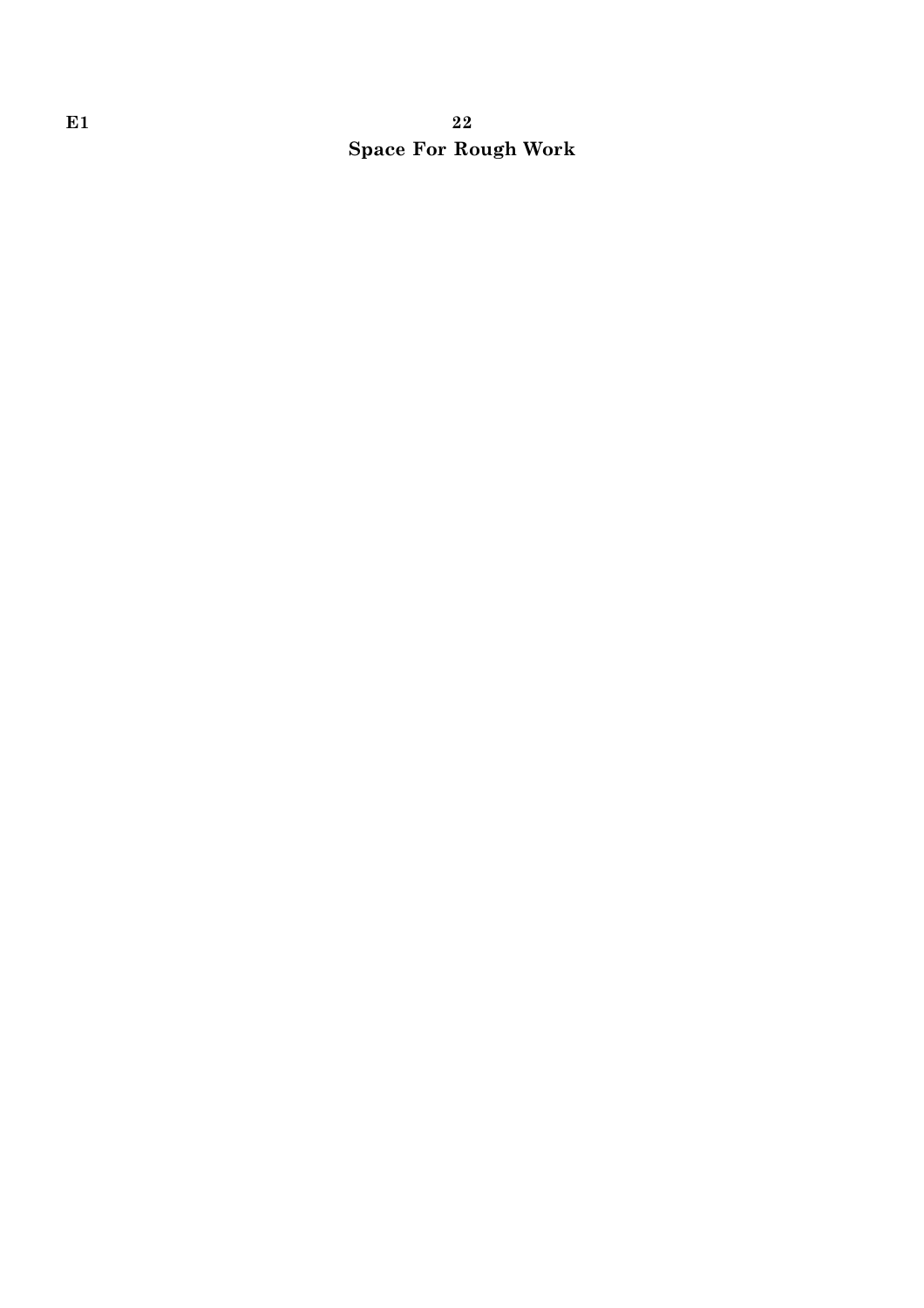**Space For Rough Work**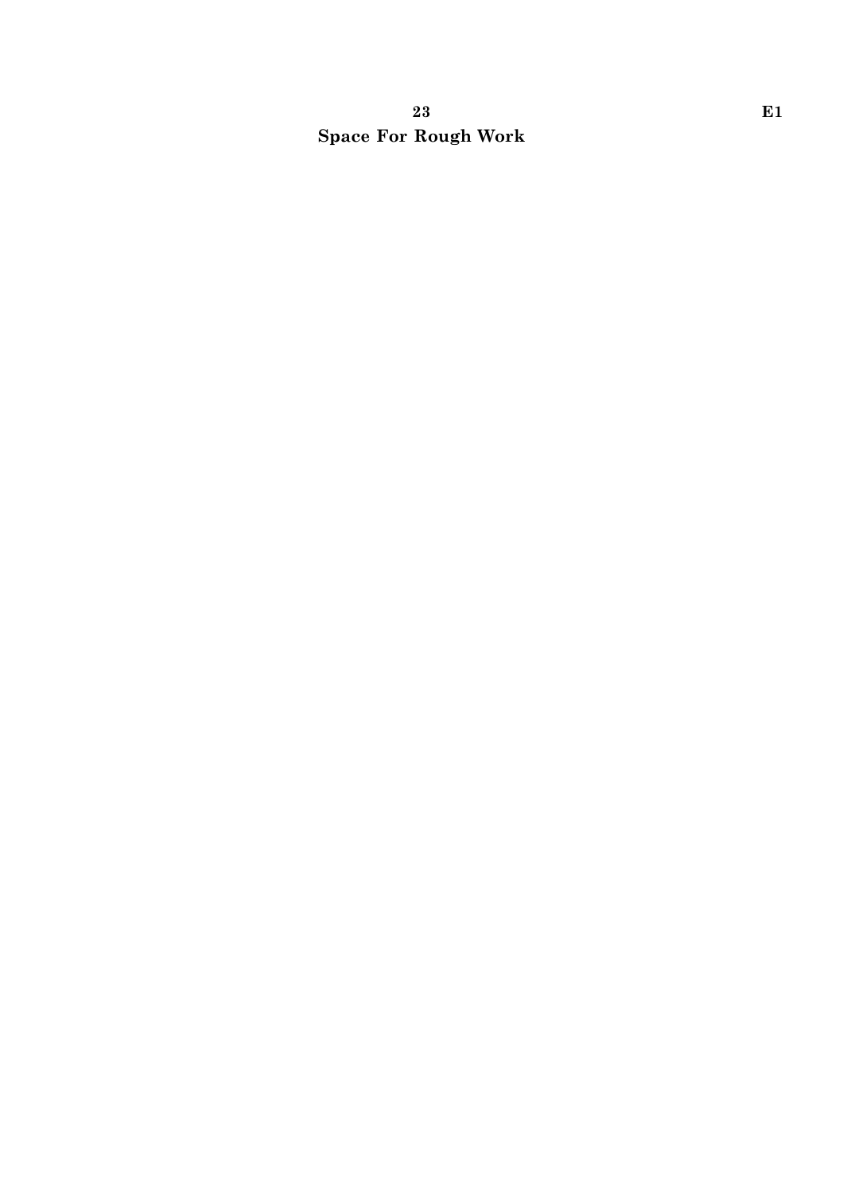**Space For Rough Work**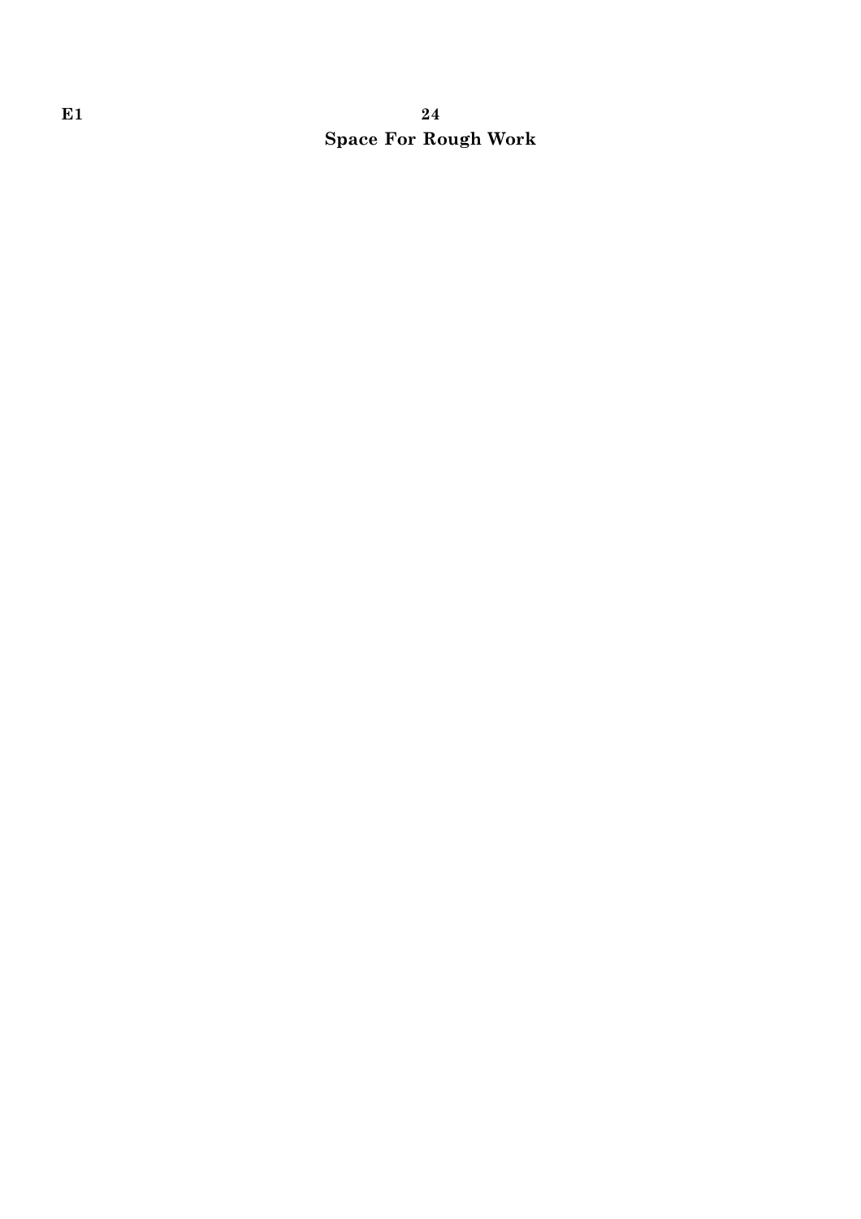**Space For Rough Work**